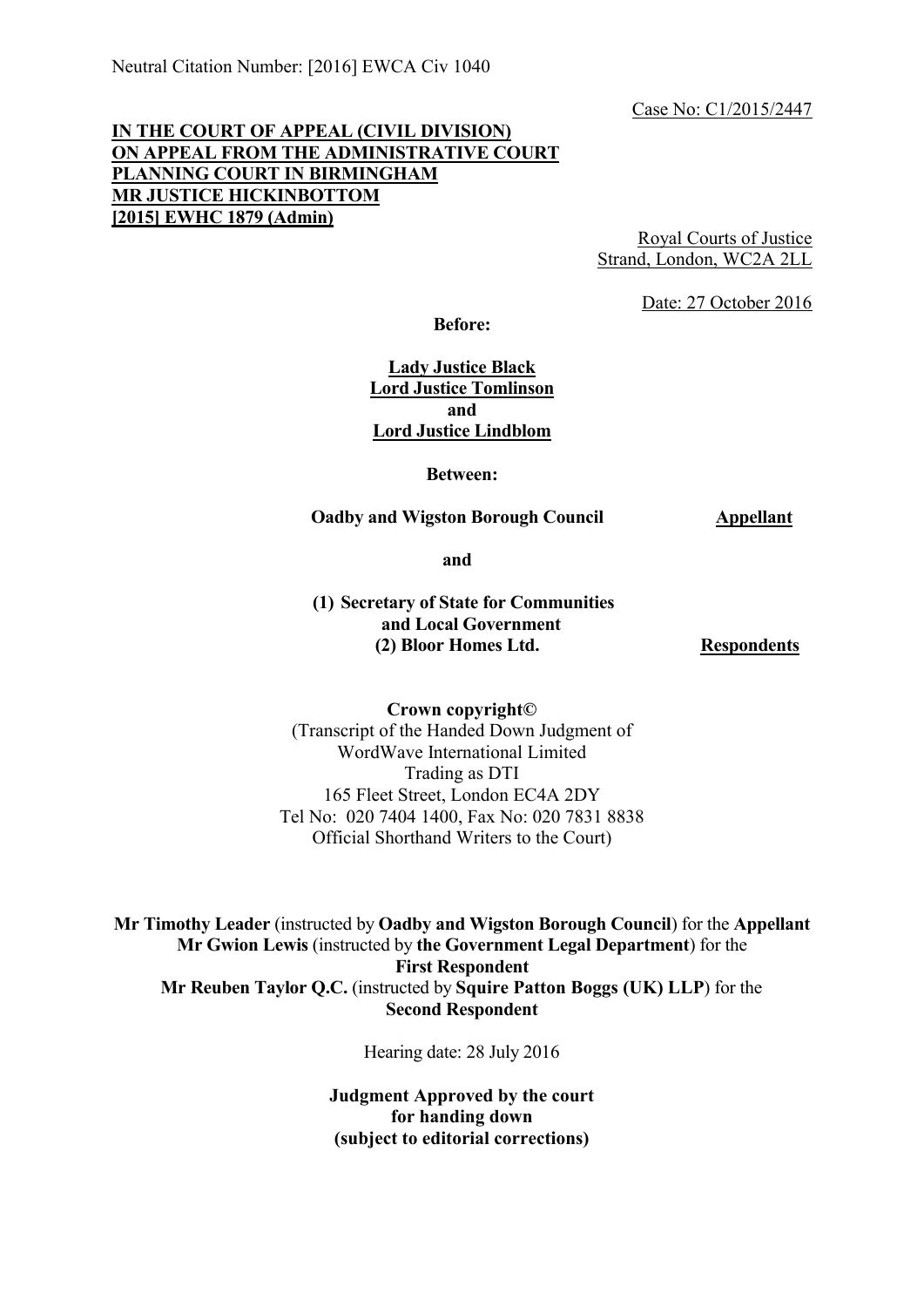Neutral Citation Number: [2016] EWCA Civ 1040

Case No: C1/2015/2447

**IN THE COURT OF APPEAL (CIVIL DIVISION)**
**ON APPEAL FROM THE ADMINISTRATIVE COURT**
**PLANNING COURT IN BIRMINGHAM**
**MR JUSTICE HICKINBOTTOM**
**[2015] EWHC 1879 (Admin)**

Royal Courts of Justice
Strand, London, WC2A 2LL

Date: 27 October 2016

**Before:**

**Lady Justice Black**
**Lord Justice Tomlinson**
**and**
**Lord Justice Lindblom**

**Between:**

**Oadby and Wigston Borough Council** — **Appellant**

**and**

**(1) Secretary of State for Communities and Local Government**
**(2) Bloor Homes Ltd.** — **Respondents**

**Crown copyright©**
(Transcript of the Handed Down Judgment of
WordWave International Limited
Trading as DTI
165 Fleet Street, London EC4A 2DY
Tel No: 020 7404 1400, Fax No: 020 7831 8838
Official Shorthand Writers to the Court)

**Mr Timothy Leader** (instructed by **Oadby and Wigston Borough Council**) for the **Appellant**
**Mr Gwion Lewis** (instructed by **the Government Legal Department**) for the **First Respondent**
**Mr Reuben Taylor Q.C.** (instructed by **Squire Patton Boggs (UK) LLP**) for the **Second Respondent**

Hearing date: 28 July 2016

**Judgment Approved by the court**
**for handing down**
**(subject to editorial corrections)**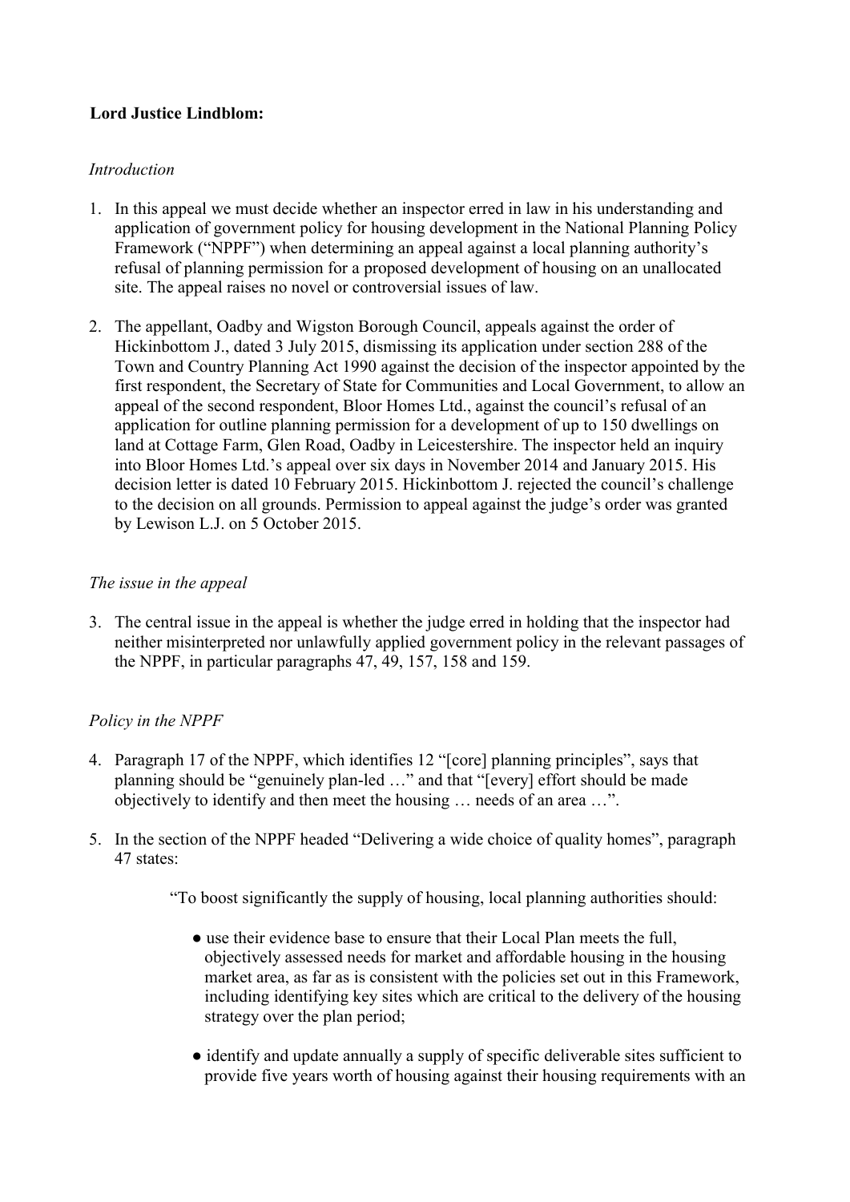**Lord Justice Lindblom:**

*Introduction*

1. In this appeal we must decide whether an inspector erred in law in his understanding and application of government policy for housing development in the National Planning Policy Framework ("NPPF") when determining an appeal against a local planning authority's refusal of planning permission for a proposed development of housing on an unallocated site. The appeal raises no novel or controversial issues of law.

2. The appellant, Oadby and Wigston Borough Council, appeals against the order of Hickinbottom J., dated 3 July 2015, dismissing its application under section 288 of the Town and Country Planning Act 1990 against the decision of the inspector appointed by the first respondent, the Secretary of State for Communities and Local Government, to allow an appeal of the second respondent, Bloor Homes Ltd., against the council's refusal of an application for outline planning permission for a development of up to 150 dwellings on land at Cottage Farm, Glen Road, Oadby in Leicestershire. The inspector held an inquiry into Bloor Homes Ltd.'s appeal over six days in November 2014 and January 2015. His decision letter is dated 10 February 2015. Hickinbottom J. rejected the council's challenge to the decision on all grounds. Permission to appeal against the judge's order was granted by Lewison L.J. on 5 October 2015.

*The issue in the appeal*

3. The central issue in the appeal is whether the judge erred in holding that the inspector had neither misinterpreted nor unlawfully applied government policy in the relevant passages of the NPPF, in particular paragraphs 47, 49, 157, 158 and 159.

*Policy in the NPPF*

4. Paragraph 17 of the NPPF, which identifies 12 "[core] planning principles", says that planning should be "genuinely plan-led …" and that "[every] effort should be made objectively to identify and then meet the housing … needs of an area …".

5. In the section of the NPPF headed "Delivering a wide choice of quality homes", paragraph 47 states:

> "To boost significantly the supply of housing, local planning authorities should:
>
> - use their evidence base to ensure that their Local Plan meets the full, objectively assessed needs for market and affordable housing in the housing market area, as far as is consistent with the policies set out in this Framework, including identifying key sites which are critical to the delivery of the housing strategy over the plan period;
>
> - identify and update annually a supply of specific deliverable sites sufficient to provide five years worth of housing against their housing requirements with an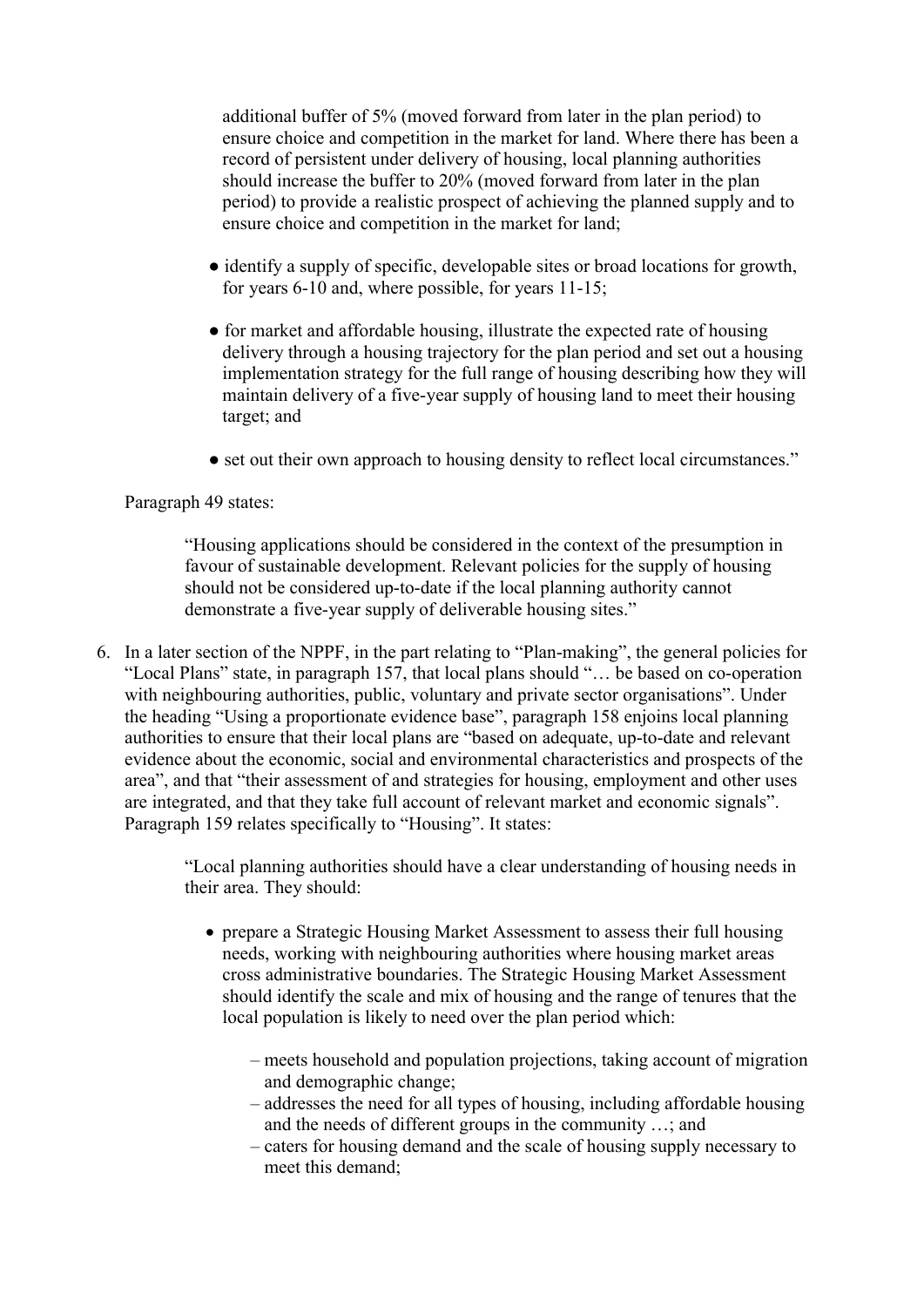additional buffer of 5% (moved forward from later in the plan period) to ensure choice and competition in the market for land. Where there has been a record of persistent under delivery of housing, local planning authorities should increase the buffer to 20% (moved forward from later in the plan period) to provide a realistic prospect of achieving the planned supply and to ensure choice and competition in the market for land;

> ● identify a supply of specific, developable sites or broad locations for growth, for years 6-10 and, where possible, for years 11-15;
>
> ● for market and affordable housing, illustrate the expected rate of housing delivery through a housing trajectory for the plan period and set out a housing implementation strategy for the full range of housing describing how they will maintain delivery of a five-year supply of housing land to meet their housing target; and
>
> ● set out their own approach to housing density to reflect local circumstances."

Paragraph 49 states:

> "Housing applications should be considered in the context of the presumption in favour of sustainable development. Relevant policies for the supply of housing should not be considered up-to-date if the local planning authority cannot demonstrate a five-year supply of deliverable housing sites."

6. In a later section of the NPPF, in the part relating to "Plan-making", the general policies for "Local Plans" state, in paragraph 157, that local plans should "… be based on co-operation with neighbouring authorities, public, voluntary and private sector organisations". Under the heading "Using a proportionate evidence base", paragraph 158 enjoins local planning authorities to ensure that their local plans are "based on adequate, up-to-date and relevant evidence about the economic, social and environmental characteristics and prospects of the area", and that "their assessment of and strategies for housing, employment and other uses are integrated, and that they take full account of relevant market and economic signals". Paragraph 159 relates specifically to "Housing". It states:

> "Local planning authorities should have a clear understanding of housing needs in their area. They should:
>
> - prepare a Strategic Housing Market Assessment to assess their full housing needs, working with neighbouring authorities where housing market areas cross administrative boundaries. The Strategic Housing Market Assessment should identify the scale and mix of housing and the range of tenures that the local population is likely to need over the plan period which:
>
>   – meets household and population projections, taking account of migration and demographic change;
>   – addresses the need for all types of housing, including affordable housing and the needs of different groups in the community …; and
>   – caters for housing demand and the scale of housing supply necessary to meet this demand;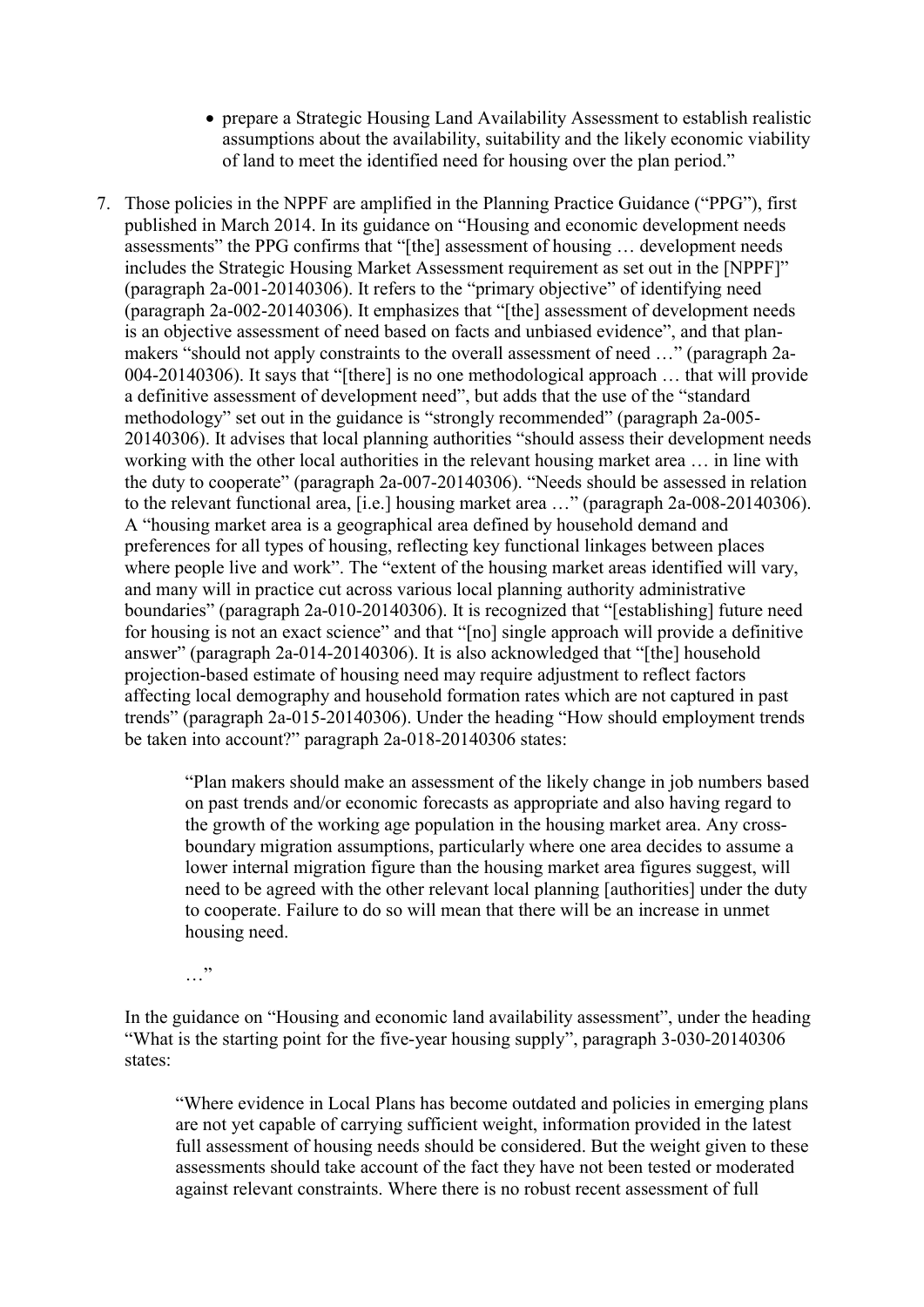- prepare a Strategic Housing Land Availability Assessment to establish realistic assumptions about the availability, suitability and the likely economic viability of land to meet the identified need for housing over the plan period."

7. Those policies in the NPPF are amplified in the Planning Practice Guidance ("PPG"), first published in March 2014. In its guidance on "Housing and economic development needs assessments" the PPG confirms that "[the] assessment of housing … development needs includes the Strategic Housing Market Assessment requirement as set out in the [NPPF]" (paragraph 2a-001-20140306). It refers to the "primary objective" of identifying need (paragraph 2a-002-20140306). It emphasizes that "[the] assessment of development needs is an objective assessment of need based on facts and unbiased evidence", and that plan-makers "should not apply constraints to the overall assessment of need …" (paragraph 2a-004-20140306). It says that "[there] is no one methodological approach … that will provide a definitive assessment of development need", but adds that the use of the "standard methodology" set out in the guidance is "strongly recommended" (paragraph 2a-005-20140306). It advises that local planning authorities "should assess their development needs working with the other local authorities in the relevant housing market area … in line with the duty to cooperate" (paragraph 2a-007-20140306). "Needs should be assessed in relation to the relevant functional area, [i.e.] housing market area …" (paragraph 2a-008-20140306). A "housing market area is a geographical area defined by household demand and preferences for all types of housing, reflecting key functional linkages between places where people live and work". The "extent of the housing market areas identified will vary, and many will in practice cut across various local planning authority administrative boundaries" (paragraph 2a-010-20140306). It is recognized that "[establishing] future need for housing is not an exact science" and that "[no] single approach will provide a definitive answer" (paragraph 2a-014-20140306). It is also acknowledged that "[the] household projection-based estimate of housing need may require adjustment to reflect factors affecting local demography and household formation rates which are not captured in past trends" (paragraph 2a-015-20140306). Under the heading "How should employment trends be taken into account?" paragraph 2a-018-20140306 states:

   > "Plan makers should make an assessment of the likely change in job numbers based on past trends and/or economic forecasts as appropriate and also having regard to the growth of the working age population in the housing market area. Any cross-boundary migration assumptions, particularly where one area decides to assume a lower internal migration figure than the housing market area figures suggest, will need to be agreed with the other relevant local planning [authorities] under the duty to cooperate. Failure to do so will mean that there will be an increase in unmet housing need.
   >
   > …"

   In the guidance on "Housing and economic land availability assessment", under the heading "What is the starting point for the five-year housing supply", paragraph 3-030-20140306 states:

   > "Where evidence in Local Plans has become outdated and policies in emerging plans are not yet capable of carrying sufficient weight, information provided in the latest full assessment of housing needs should be considered. But the weight given to these assessments should take account of the fact they have not been tested or moderated against relevant constraints. Where there is no robust recent assessment of full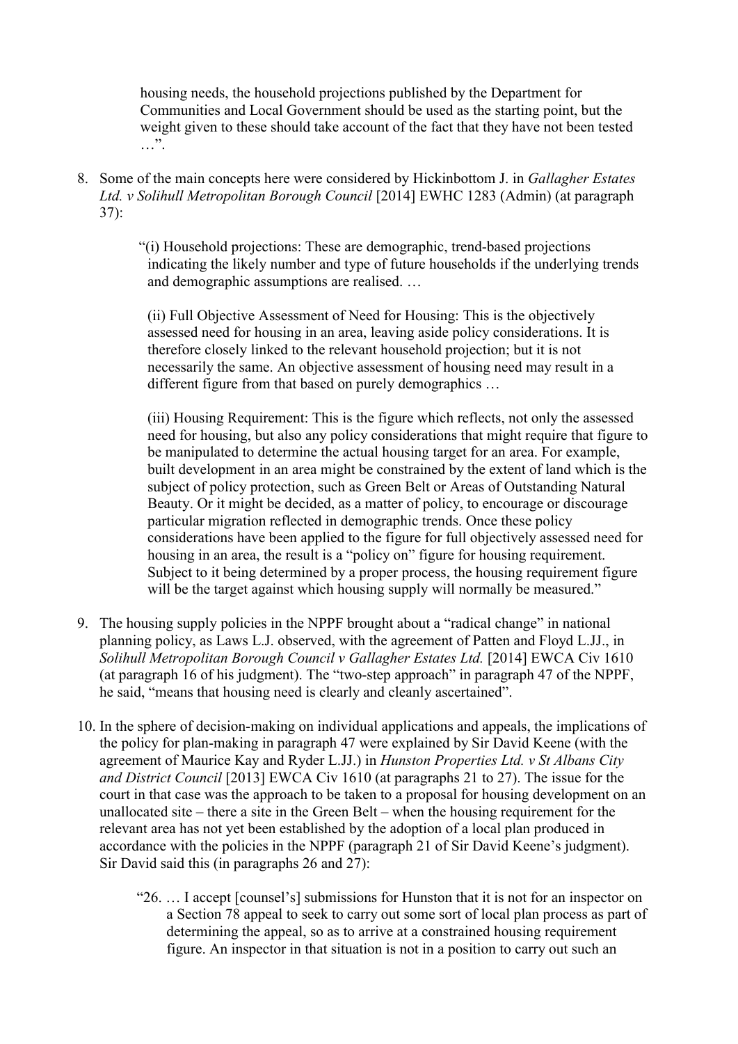> housing needs, the household projections published by the Department for Communities and Local Government should be used as the starting point, but the weight given to these should take account of the fact that they have not been tested …".

8. Some of the main concepts here were considered by Hickinbottom J. in *Gallagher Estates Ltd. v Solihull Metropolitan Borough Council* [2014] EWHC 1283 (Admin) (at paragraph 37):

> "(i) Household projections: These are demographic, trend-based projections indicating the likely number and type of future households if the underlying trends and demographic assumptions are realised. …
>
> (ii) Full Objective Assessment of Need for Housing: This is the objectively assessed need for housing in an area, leaving aside policy considerations. It is therefore closely linked to the relevant household projection; but it is not necessarily the same. An objective assessment of housing need may result in a different figure from that based on purely demographics …
>
> (iii) Housing Requirement: This is the figure which reflects, not only the assessed need for housing, but also any policy considerations that might require that figure to be manipulated to determine the actual housing target for an area. For example, built development in an area might be constrained by the extent of land which is the subject of policy protection, such as Green Belt or Areas of Outstanding Natural Beauty. Or it might be decided, as a matter of policy, to encourage or discourage particular migration reflected in demographic trends. Once these policy considerations have been applied to the figure for full objectively assessed need for housing in an area, the result is a "policy on" figure for housing requirement. Subject to it being determined by a proper process, the housing requirement figure will be the target against which housing supply will normally be measured."

9. The housing supply policies in the NPPF brought about a "radical change" in national planning policy, as Laws L.J. observed, with the agreement of Patten and Floyd L.JJ., in *Solihull Metropolitan Borough Council v Gallagher Estates Ltd.* [2014] EWCA Civ 1610 (at paragraph 16 of his judgment). The "two-step approach" in paragraph 47 of the NPPF, he said, "means that housing need is clearly and cleanly ascertained".

10. In the sphere of decision-making on individual applications and appeals, the implications of the policy for plan-making in paragraph 47 were explained by Sir David Keene (with the agreement of Maurice Kay and Ryder L.JJ.) in *Hunston Properties Ltd. v St Albans City and District Council* [2013] EWCA Civ 1610 (at paragraphs 21 to 27). The issue for the court in that case was the approach to be taken to a proposal for housing development on an unallocated site – there a site in the Green Belt – when the housing requirement for the relevant area has not yet been established by the adoption of a local plan produced in accordance with the policies in the NPPF (paragraph 21 of Sir David Keene's judgment). Sir David said this (in paragraphs 26 and 27):

> "26. … I accept [counsel's] submissions for Hunston that it is not for an inspector on a Section 78 appeal to seek to carry out some sort of local plan process as part of determining the appeal, so as to arrive at a constrained housing requirement figure. An inspector in that situation is not in a position to carry out such an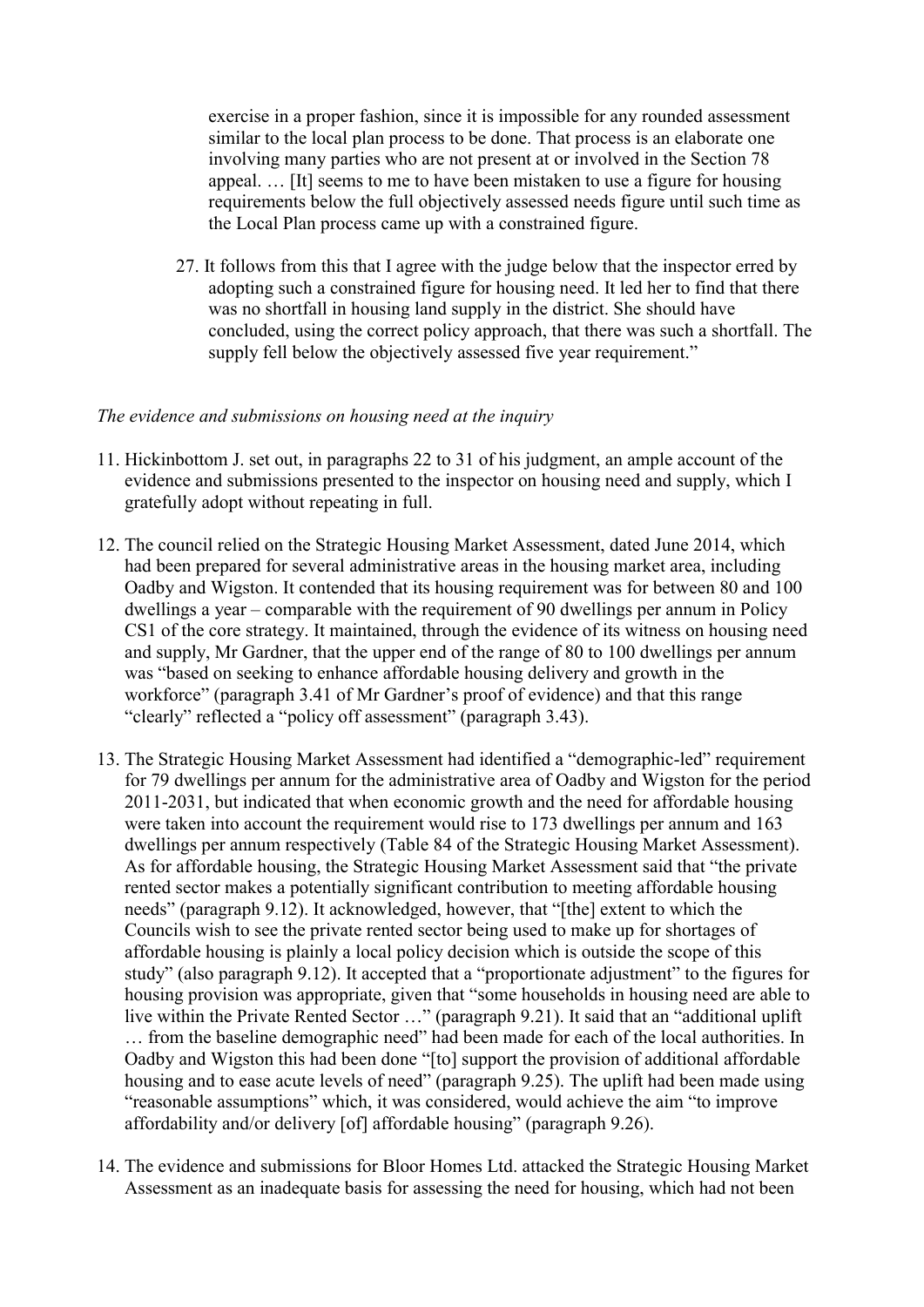exercise in a proper fashion, since it is impossible for any rounded assessment similar to the local plan process to be done. That process is an elaborate one involving many parties who are not present at or involved in the Section 78 appeal. … [It] seems to me to have been mistaken to use a figure for housing requirements below the full objectively assessed needs figure until such time as the Local Plan process came up with a constrained figure.

> 27. It follows from this that I agree with the judge below that the inspector erred by adopting such a constrained figure for housing need. It led her to find that there was no shortfall in housing land supply in the district. She should have concluded, using the correct policy approach, that there was such a shortfall. The supply fell below the objectively assessed five year requirement."

*The evidence and submissions on housing need at the inquiry*

11. Hickinbottom J. set out, in paragraphs 22 to 31 of his judgment, an ample account of the evidence and submissions presented to the inspector on housing need and supply, which I gratefully adopt without repeating in full.

12. The council relied on the Strategic Housing Market Assessment, dated June 2014, which had been prepared for several administrative areas in the housing market area, including Oadby and Wigston. It contended that its housing requirement was for between 80 and 100 dwellings a year – comparable with the requirement of 90 dwellings per annum in Policy CS1 of the core strategy. It maintained, through the evidence of its witness on housing need and supply, Mr Gardner, that the upper end of the range of 80 to 100 dwellings per annum was "based on seeking to enhance affordable housing delivery and growth in the workforce" (paragraph 3.41 of Mr Gardner's proof of evidence) and that this range "clearly" reflected a "policy off assessment" (paragraph 3.43).

13. The Strategic Housing Market Assessment had identified a "demographic-led" requirement for 79 dwellings per annum for the administrative area of Oadby and Wigston for the period 2011-2031, but indicated that when economic growth and the need for affordable housing were taken into account the requirement would rise to 173 dwellings per annum and 163 dwellings per annum respectively (Table 84 of the Strategic Housing Market Assessment). As for affordable housing, the Strategic Housing Market Assessment said that "the private rented sector makes a potentially significant contribution to meeting affordable housing needs" (paragraph 9.12). It acknowledged, however, that "[the] extent to which the Councils wish to see the private rented sector being used to make up for shortages of affordable housing is plainly a local policy decision which is outside the scope of this study" (also paragraph 9.12). It accepted that a "proportionate adjustment" to the figures for housing provision was appropriate, given that "some households in housing need are able to live within the Private Rented Sector …" (paragraph 9.21). It said that an "additional uplift … from the baseline demographic need" had been made for each of the local authorities. In Oadby and Wigston this had been done "[to] support the provision of additional affordable housing and to ease acute levels of need" (paragraph 9.25). The uplift had been made using "reasonable assumptions" which, it was considered, would achieve the aim "to improve affordability and/or delivery [of] affordable housing" (paragraph 9.26).

14. The evidence and submissions for Bloor Homes Ltd. attacked the Strategic Housing Market Assessment as an inadequate basis for assessing the need for housing, which had not been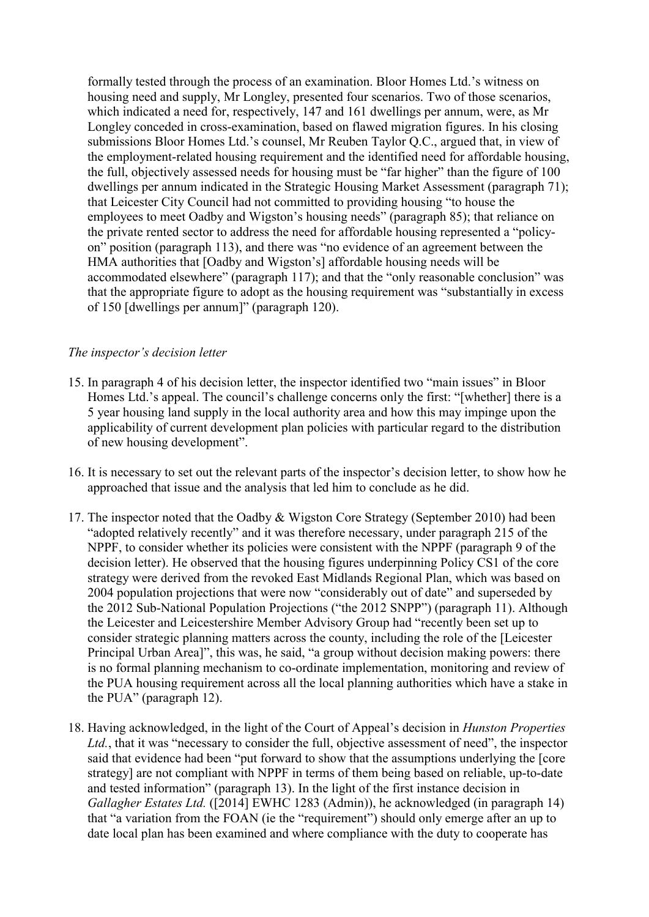formally tested through the process of an examination. Bloor Homes Ltd.'s witness on housing need and supply, Mr Longley, presented four scenarios. Two of those scenarios, which indicated a need for, respectively, 147 and 161 dwellings per annum, were, as Mr Longley conceded in cross-examination, based on flawed migration figures. In his closing submissions Bloor Homes Ltd.'s counsel, Mr Reuben Taylor Q.C., argued that, in view of the employment-related housing requirement and the identified need for affordable housing, the full, objectively assessed needs for housing must be "far higher" than the figure of 100 dwellings per annum indicated in the Strategic Housing Market Assessment (paragraph 71); that Leicester City Council had not committed to providing housing "to house the employees to meet Oadby and Wigston's housing needs" (paragraph 85); that reliance on the private rented sector to address the need for affordable housing represented a "policy-on" position (paragraph 113), and there was "no evidence of an agreement between the HMA authorities that [Oadby and Wigston's] affordable housing needs will be accommodated elsewhere" (paragraph 117); and that the "only reasonable conclusion" was that the appropriate figure to adopt as the housing requirement was "substantially in excess of 150 [dwellings per annum]" (paragraph 120).

### *The inspector's decision letter*

15. In paragraph 4 of his decision letter, the inspector identified two "main issues" in Bloor Homes Ltd.'s appeal. The council's challenge concerns only the first: "[whether] there is a 5 year housing land supply in the local authority area and how this may impinge upon the applicability of current development plan policies with particular regard to the distribution of new housing development".

16. It is necessary to set out the relevant parts of the inspector's decision letter, to show how he approached that issue and the analysis that led him to conclude as he did.

17. The inspector noted that the Oadby & Wigston Core Strategy (September 2010) had been "adopted relatively recently" and it was therefore necessary, under paragraph 215 of the NPPF, to consider whether its policies were consistent with the NPPF (paragraph 9 of the decision letter). He observed that the housing figures underpinning Policy CS1 of the core strategy were derived from the revoked East Midlands Regional Plan, which was based on 2004 population projections that were now "considerably out of date" and superseded by the 2012 Sub-National Population Projections ("the 2012 SNPP") (paragraph 11). Although the Leicester and Leicestershire Member Advisory Group had "recently been set up to consider strategic planning matters across the county, including the role of the [Leicester Principal Urban Area]", this was, he said, "a group without decision making powers: there is no formal planning mechanism to co-ordinate implementation, monitoring and review of the PUA housing requirement across all the local planning authorities which have a stake in the PUA" (paragraph 12).

18. Having acknowledged, in the light of the Court of Appeal's decision in *Hunston Properties Ltd.*, that it was "necessary to consider the full, objective assessment of need", the inspector said that evidence had been "put forward to show that the assumptions underlying the [core strategy] are not compliant with NPPF in terms of them being based on reliable, up-to-date and tested information" (paragraph 13). In the light of the first instance decision in *Gallagher Estates Ltd.* ([2014] EWHC 1283 (Admin)), he acknowledged (in paragraph 14) that "a variation from the FOAN (ie the "requirement") should only emerge after an up to date local plan has been examined and where compliance with the duty to cooperate has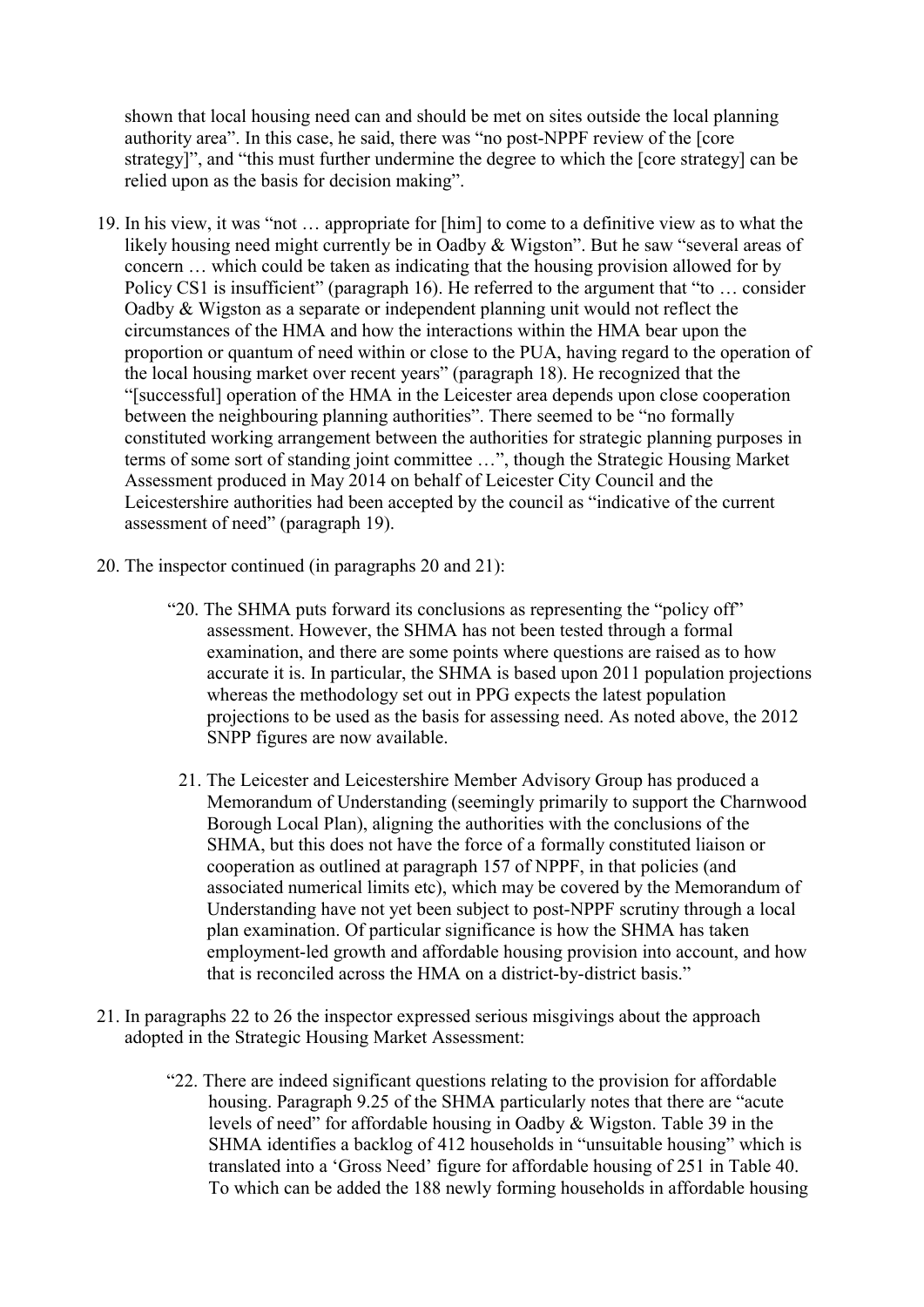shown that local housing need can and should be met on sites outside the local planning authority area". In this case, he said, there was "no post-NPPF review of the [core strategy]", and "this must further undermine the degree to which the [core strategy] can be relied upon as the basis for decision making".

19. In his view, it was "not … appropriate for [him] to come to a definitive view as to what the likely housing need might currently be in Oadby & Wigston". But he saw "several areas of concern … which could be taken as indicating that the housing provision allowed for by Policy CS1 is insufficient" (paragraph 16). He referred to the argument that "to … consider Oadby & Wigston as a separate or independent planning unit would not reflect the circumstances of the HMA and how the interactions within the HMA bear upon the proportion or quantum of need within or close to the PUA, having regard to the operation of the local housing market over recent years" (paragraph 18). He recognized that the "[successful] operation of the HMA in the Leicester area depends upon close cooperation between the neighbouring planning authorities". There seemed to be "no formally constituted working arrangement between the authorities for strategic planning purposes in terms of some sort of standing joint committee …", though the Strategic Housing Market Assessment produced in May 2014 on behalf of Leicester City Council and the Leicestershire authorities had been accepted by the council as "indicative of the current assessment of need" (paragraph 19).

20. The inspector continued (in paragraphs 20 and 21):

> "20. The SHMA puts forward its conclusions as representing the "policy off" assessment. However, the SHMA has not been tested through a formal examination, and there are some points where questions are raised as to how accurate it is. In particular, the SHMA is based upon 2011 population projections whereas the methodology set out in PPG expects the latest population projections to be used as the basis for assessing need. As noted above, the 2012 SNPP figures are now available.
>
> 21. The Leicester and Leicestershire Member Advisory Group has produced a Memorandum of Understanding (seemingly primarily to support the Charnwood Borough Local Plan), aligning the authorities with the conclusions of the SHMA, but this does not have the force of a formally constituted liaison or cooperation as outlined at paragraph 157 of NPPF, in that policies (and associated numerical limits etc), which may be covered by the Memorandum of Understanding have not yet been subject to post-NPPF scrutiny through a local plan examination. Of particular significance is how the SHMA has taken employment-led growth and affordable housing provision into account, and how that is reconciled across the HMA on a district-by-district basis."

21. In paragraphs 22 to 26 the inspector expressed serious misgivings about the approach adopted in the Strategic Housing Market Assessment:

> "22. There are indeed significant questions relating to the provision for affordable housing. Paragraph 9.25 of the SHMA particularly notes that there are "acute levels of need" for affordable housing in Oadby & Wigston. Table 39 in the SHMA identifies a backlog of 412 households in "unsuitable housing" which is translated into a 'Gross Need' figure for affordable housing of 251 in Table 40. To which can be added the 188 newly forming households in affordable housing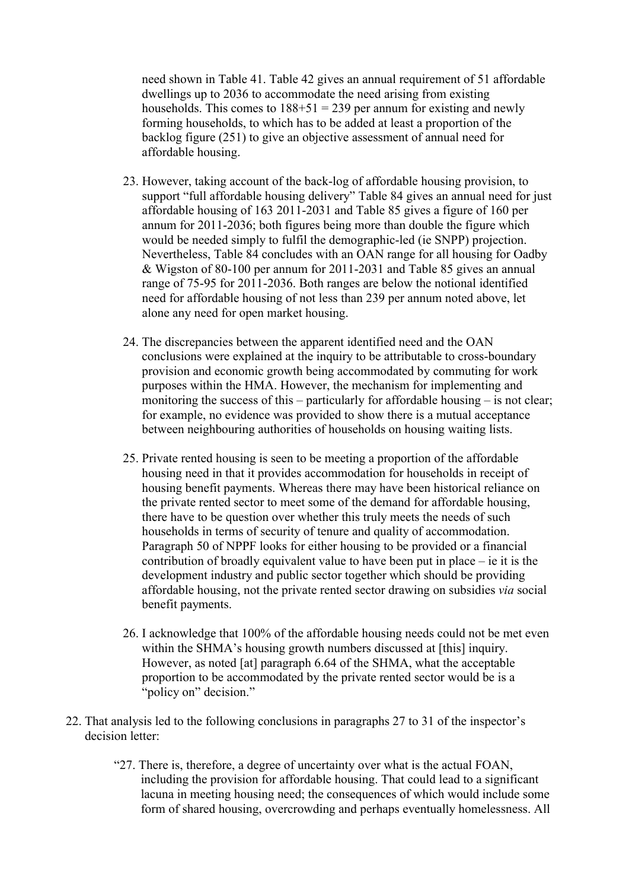need shown in Table 41. Table 42 gives an annual requirement of 51 affordable dwellings up to 2036 to accommodate the need arising from existing households. This comes to 188+51 = 239 per annum for existing and newly forming households, to which has to be added at least a proportion of the backlog figure (251) to give an objective assessment of annual need for affordable housing.

> 23. However, taking account of the back-log of affordable housing provision, to support "full affordable housing delivery" Table 84 gives an annual need for just affordable housing of 163 2011-2031 and Table 85 gives a figure of 160 per annum for 2011-2036; both figures being more than double the figure which would be needed simply to fulfil the demographic-led (ie SNPP) projection. Nevertheless, Table 84 concludes with an OAN range for all housing for Oadby & Wigston of 80-100 per annum for 2011-2031 and Table 85 gives an annual range of 75-95 for 2011-2036. Both ranges are below the notional identified need for affordable housing of not less than 239 per annum noted above, let alone any need for open market housing.
>
> 24. The discrepancies between the apparent identified need and the OAN conclusions were explained at the inquiry to be attributable to cross-boundary provision and economic growth being accommodated by commuting for work purposes within the HMA. However, the mechanism for implementing and monitoring the success of this – particularly for affordable housing – is not clear; for example, no evidence was provided to show there is a mutual acceptance between neighbouring authorities of households on housing waiting lists.
>
> 25. Private rented housing is seen to be meeting a proportion of the affordable housing need in that it provides accommodation for households in receipt of housing benefit payments. Whereas there may have been historical reliance on the private rented sector to meet some of the demand for affordable housing, there have to be question over whether this truly meets the needs of such households in terms of security of tenure and quality of accommodation. Paragraph 50 of NPPF looks for either housing to be provided or a financial contribution of broadly equivalent value to have been put in place – ie it is the development industry and public sector together which should be providing affordable housing, not the private rented sector drawing on subsidies *via* social benefit payments.
>
> 26. I acknowledge that 100% of the affordable housing needs could not be met even within the SHMA's housing growth numbers discussed at [this] inquiry. However, as noted [at] paragraph 6.64 of the SHMA, what the acceptable proportion to be accommodated by the private rented sector would be is a "policy on" decision."

22. That analysis led to the following conclusions in paragraphs 27 to 31 of the inspector's decision letter:

> "27. There is, therefore, a degree of uncertainty over what is the actual FOAN, including the provision for affordable housing. That could lead to a significant lacuna in meeting housing need; the consequences of which would include some form of shared housing, overcrowding and perhaps eventually homelessness. All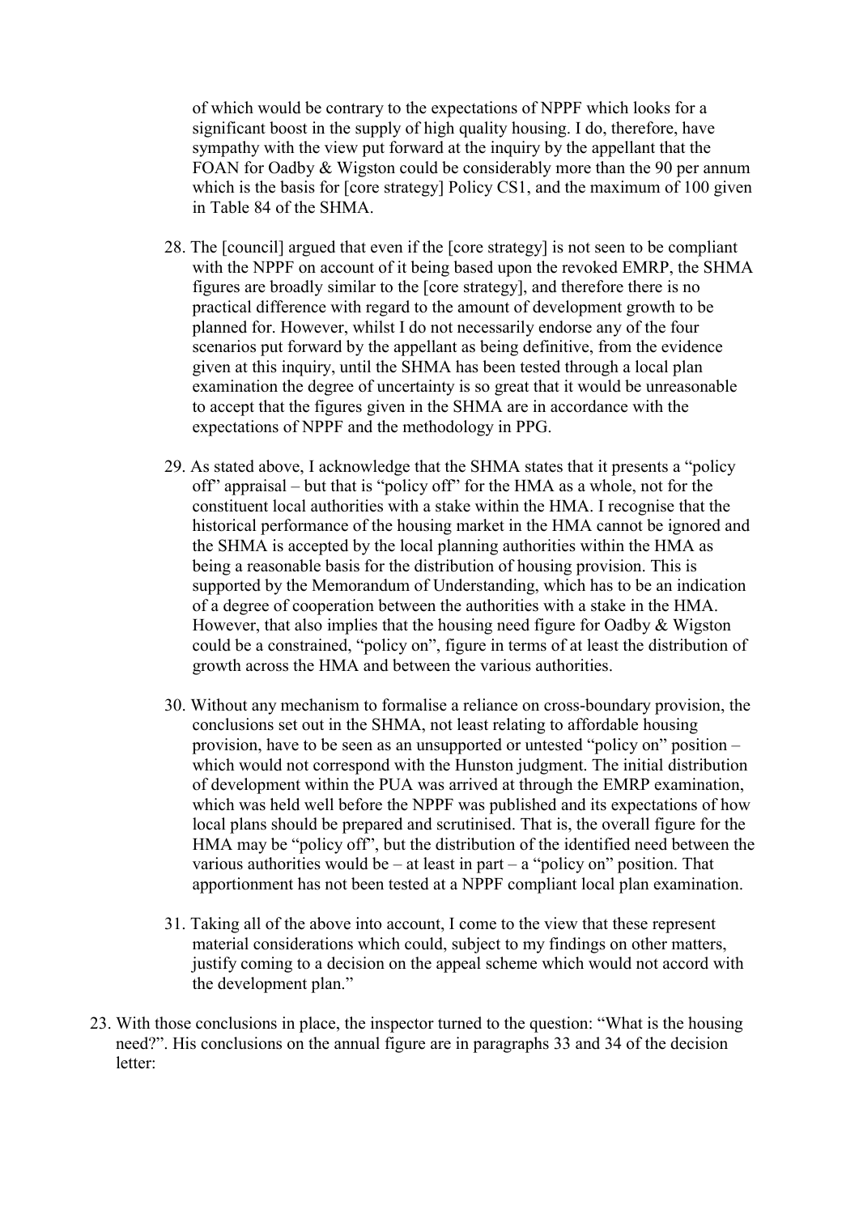of which would be contrary to the expectations of NPPF which looks for a significant boost in the supply of high quality housing. I do, therefore, have sympathy with the view put forward at the inquiry by the appellant that the FOAN for Oadby & Wigston could be considerably more than the 90 per annum which is the basis for [core strategy] Policy CS1, and the maximum of 100 given in Table 84 of the SHMA.

> 28. The [council] argued that even if the [core strategy] is not seen to be compliant with the NPPF on account of it being based upon the revoked EMRP, the SHMA figures are broadly similar to the [core strategy], and therefore there is no practical difference with regard to the amount of development growth to be planned for. However, whilst I do not necessarily endorse any of the four scenarios put forward by the appellant as being definitive, from the evidence given at this inquiry, until the SHMA has been tested through a local plan examination the degree of uncertainty is so great that it would be unreasonable to accept that the figures given in the SHMA are in accordance with the expectations of NPPF and the methodology in PPG.
>
> 29. As stated above, I acknowledge that the SHMA states that it presents a "policy off" appraisal – but that is "policy off" for the HMA as a whole, not for the constituent local authorities with a stake within the HMA. I recognise that the historical performance of the housing market in the HMA cannot be ignored and the SHMA is accepted by the local planning authorities within the HMA as being a reasonable basis for the distribution of housing provision. This is supported by the Memorandum of Understanding, which has to be an indication of a degree of cooperation between the authorities with a stake in the HMA. However, that also implies that the housing need figure for Oadby & Wigston could be a constrained, "policy on", figure in terms of at least the distribution of growth across the HMA and between the various authorities.
>
> 30. Without any mechanism to formalise a reliance on cross-boundary provision, the conclusions set out in the SHMA, not least relating to affordable housing provision, have to be seen as an unsupported or untested "policy on" position – which would not correspond with the Hunston judgment. The initial distribution of development within the PUA was arrived at through the EMRP examination, which was held well before the NPPF was published and its expectations of how local plans should be prepared and scrutinised. That is, the overall figure for the HMA may be "policy off", but the distribution of the identified need between the various authorities would be – at least in part – a "policy on" position. That apportionment has not been tested at a NPPF compliant local plan examination.
>
> 31. Taking all of the above into account, I come to the view that these represent material considerations which could, subject to my findings on other matters, justify coming to a decision on the appeal scheme which would not accord with the development plan."

23. With those conclusions in place, the inspector turned to the question: "What is the housing need?". His conclusions on the annual figure are in paragraphs 33 and 34 of the decision letter: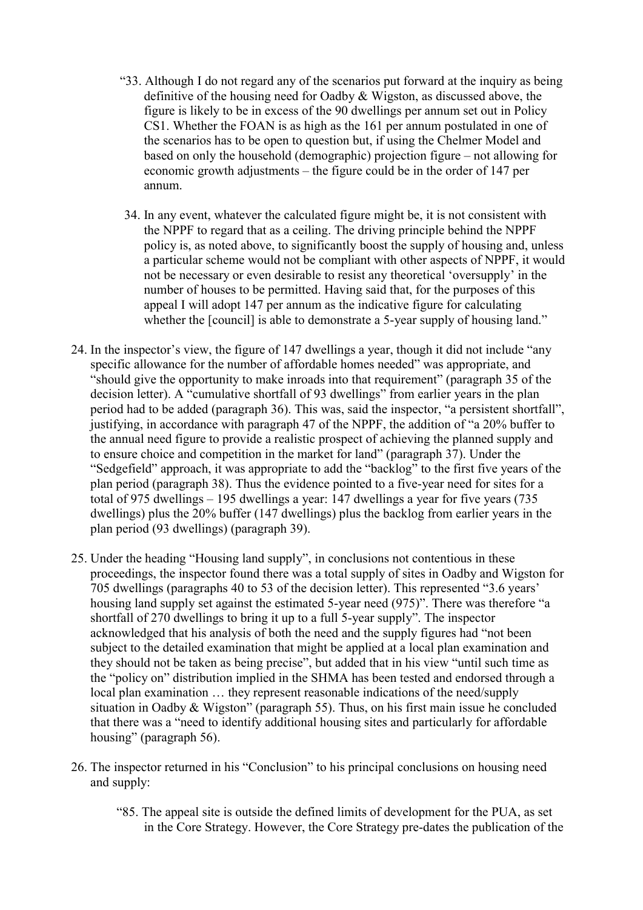> "33. Although I do not regard any of the scenarios put forward at the inquiry as being definitive of the housing need for Oadby & Wigston, as discussed above, the figure is likely to be in excess of the 90 dwellings per annum set out in Policy CS1. Whether the FOAN is as high as the 161 per annum postulated in one of the scenarios has to be open to question but, if using the Chelmer Model and based on only the household (demographic) projection figure – not allowing for economic growth adjustments – the figure could be in the order of 147 per annum.
>
> 34. In any event, whatever the calculated figure might be, it is not consistent with the NPPF to regard that as a ceiling. The driving principle behind the NPPF policy is, as noted above, to significantly boost the supply of housing and, unless a particular scheme would not be compliant with other aspects of NPPF, it would not be necessary or even desirable to resist any theoretical 'oversupply' in the number of houses to be permitted. Having said that, for the purposes of this appeal I will adopt 147 per annum as the indicative figure for calculating whether the [council] is able to demonstrate a 5-year supply of housing land."

24. In the inspector's view, the figure of 147 dwellings a year, though it did not include "any specific allowance for the number of affordable homes needed" was appropriate, and "should give the opportunity to make inroads into that requirement" (paragraph 35 of the decision letter). A "cumulative shortfall of 93 dwellings" from earlier years in the plan period had to be added (paragraph 36). This was, said the inspector, "a persistent shortfall", justifying, in accordance with paragraph 47 of the NPPF, the addition of "a 20% buffer to the annual need figure to provide a realistic prospect of achieving the planned supply and to ensure choice and competition in the market for land" (paragraph 37). Under the "Sedgefield" approach, it was appropriate to add the "backlog" to the first five years of the plan period (paragraph 38). Thus the evidence pointed to a five-year need for sites for a total of 975 dwellings – 195 dwellings a year: 147 dwellings a year for five years (735 dwellings) plus the 20% buffer (147 dwellings) plus the backlog from earlier years in the plan period (93 dwellings) (paragraph 39).

25. Under the heading "Housing land supply", in conclusions not contentious in these proceedings, the inspector found there was a total supply of sites in Oadby and Wigston for 705 dwellings (paragraphs 40 to 53 of the decision letter). This represented "3.6 years' housing land supply set against the estimated 5-year need (975)". There was therefore "a shortfall of 270 dwellings to bring it up to a full 5-year supply". The inspector acknowledged that his analysis of both the need and the supply figures had "not been subject to the detailed examination that might be applied at a local plan examination and they should not be taken as being precise", but added that in his view "until such time as the "policy on" distribution implied in the SHMA has been tested and endorsed through a local plan examination … they represent reasonable indications of the need/supply situation in Oadby & Wigston" (paragraph 55). Thus, on his first main issue he concluded that there was a "need to identify additional housing sites and particularly for affordable housing" (paragraph 56).

26. The inspector returned in his "Conclusion" to his principal conclusions on housing need and supply:

> "85. The appeal site is outside the defined limits of development for the PUA, as set in the Core Strategy. However, the Core Strategy pre-dates the publication of the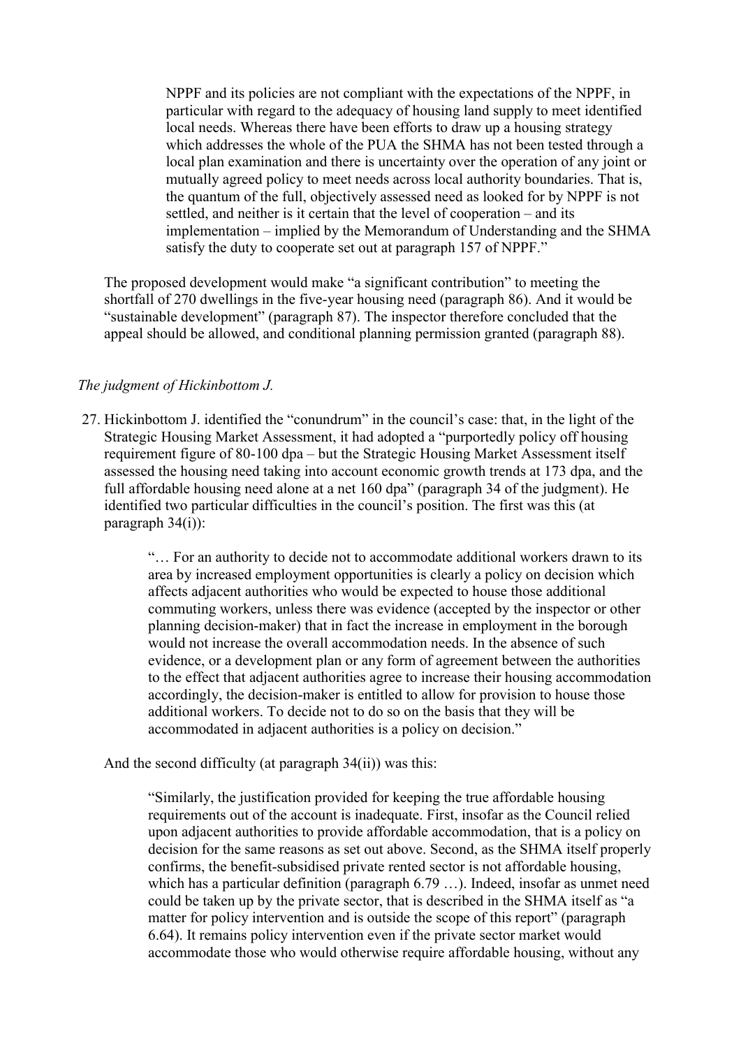> NPPF and its policies are not compliant with the expectations of the NPPF, in particular with regard to the adequacy of housing land supply to meet identified local needs. Whereas there have been efforts to draw up a housing strategy which addresses the whole of the PUA the SHMA has not been tested through a local plan examination and there is uncertainty over the operation of any joint or mutually agreed policy to meet needs across local authority boundaries. That is, the quantum of the full, objectively assessed need as looked for by NPPF is not settled, and neither is it certain that the level of cooperation – and its implementation – implied by the Memorandum of Understanding and the SHMA satisfy the duty to cooperate set out at paragraph 157 of NPPF."

The proposed development would make "a significant contribution" to meeting the shortfall of 270 dwellings in the five-year housing need (paragraph 86). And it would be "sustainable development" (paragraph 87). The inspector therefore concluded that the appeal should be allowed, and conditional planning permission granted (paragraph 88).

*The judgment of Hickinbottom J.*

27. Hickinbottom J. identified the "conundrum" in the council's case: that, in the light of the Strategic Housing Market Assessment, it had adopted a "purportedly policy off housing requirement figure of 80-100 dpa – but the Strategic Housing Market Assessment itself assessed the housing need taking into account economic growth trends at 173 dpa, and the full affordable housing need alone at a net 160 dpa" (paragraph 34 of the judgment). He identified two particular difficulties in the council's position. The first was this (at paragraph 34(i)):

> "… For an authority to decide not to accommodate additional workers drawn to its area by increased employment opportunities is clearly a policy on decision which affects adjacent authorities who would be expected to house those additional commuting workers, unless there was evidence (accepted by the inspector or other planning decision-maker) that in fact the increase in employment in the borough would not increase the overall accommodation needs. In the absence of such evidence, or a development plan or any form of agreement between the authorities to the effect that adjacent authorities agree to increase their housing accommodation accordingly, the decision-maker is entitled to allow for provision to house those additional workers. To decide not to do so on the basis that they will be accommodated in adjacent authorities is a policy on decision."

And the second difficulty (at paragraph 34(ii)) was this:

> "Similarly, the justification provided for keeping the true affordable housing requirements out of the account is inadequate. First, insofar as the Council relied upon adjacent authorities to provide affordable accommodation, that is a policy on decision for the same reasons as set out above. Second, as the SHMA itself properly confirms, the benefit-subsidised private rented sector is not affordable housing, which has a particular definition (paragraph 6.79 …). Indeed, insofar as unmet need could be taken up by the private sector, that is described in the SHMA itself as "a matter for policy intervention and is outside the scope of this report" (paragraph 6.64). It remains policy intervention even if the private sector market would accommodate those who would otherwise require affordable housing, without any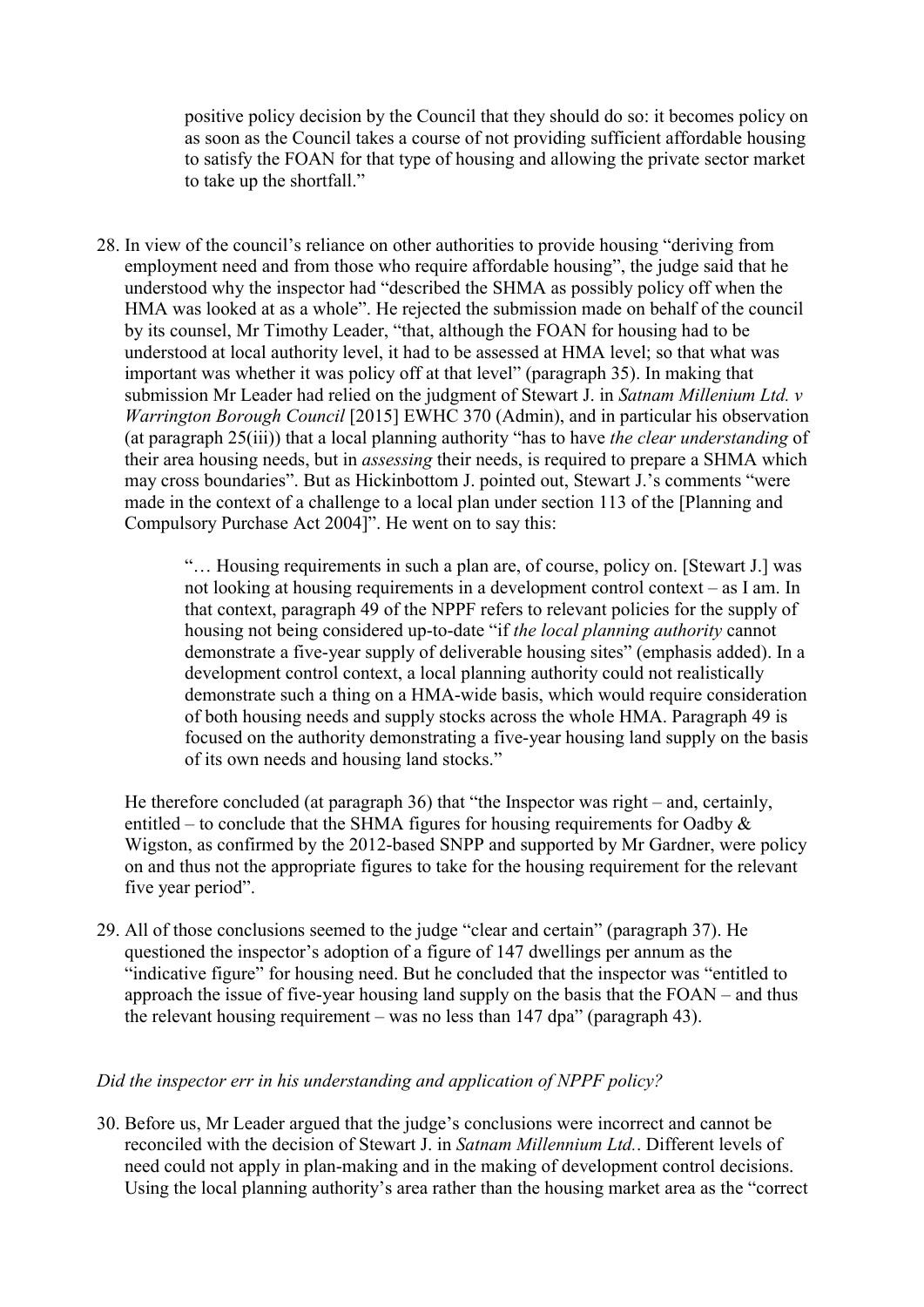> positive policy decision by the Council that they should do so: it becomes policy on as soon as the Council takes a course of not providing sufficient affordable housing to satisfy the FOAN for that type of housing and allowing the private sector market to take up the shortfall."

28. In view of the council's reliance on other authorities to provide housing "deriving from employment need and from those who require affordable housing", the judge said that he understood why the inspector had "described the SHMA as possibly policy off when the HMA was looked at as a whole". He rejected the submission made on behalf of the council by its counsel, Mr Timothy Leader, "that, although the FOAN for housing had to be understood at local authority level, it had to be assessed at HMA level; so that what was important was whether it was policy off at that level" (paragraph 35). In making that submission Mr Leader had relied on the judgment of Stewart J. in *Satnam Millenium Ltd. v Warrington Borough Council* [2015] EWHC 370 (Admin), and in particular his observation (at paragraph 25(iii)) that a local planning authority "has to have *the clear understanding* of their area housing needs, but in *assessing* their needs, is required to prepare a SHMA which may cross boundaries". But as Hickinbottom J. pointed out, Stewart J.'s comments "were made in the context of a challenge to a local plan under section 113 of the [Planning and Compulsory Purchase Act 2004]". He went on to say this:

> "… Housing requirements in such a plan are, of course, policy on. [Stewart J.] was not looking at housing requirements in a development control context – as I am. In that context, paragraph 49 of the NPPF refers to relevant policies for the supply of housing not being considered up-to-date "if *the local planning authority* cannot demonstrate a five-year supply of deliverable housing sites" (emphasis added). In a development control context, a local planning authority could not realistically demonstrate such a thing on a HMA-wide basis, which would require consideration of both housing needs and supply stocks across the whole HMA. Paragraph 49 is focused on the authority demonstrating a five-year housing land supply on the basis of its own needs and housing land stocks."

He therefore concluded (at paragraph 36) that "the Inspector was right – and, certainly, entitled – to conclude that the SHMA figures for housing requirements for Oadby & Wigston, as confirmed by the 2012-based SNPP and supported by Mr Gardner, were policy on and thus not the appropriate figures to take for the housing requirement for the relevant five year period".

29. All of those conclusions seemed to the judge "clear and certain" (paragraph 37). He questioned the inspector's adoption of a figure of 147 dwellings per annum as the "indicative figure" for housing need. But he concluded that the inspector was "entitled to approach the issue of five-year housing land supply on the basis that the FOAN – and thus the relevant housing requirement – was no less than 147 dpa" (paragraph 43).

*Did the inspector err in his understanding and application of NPPF policy?*

30. Before us, Mr Leader argued that the judge's conclusions were incorrect and cannot be reconciled with the decision of Stewart J. in *Satnam Millennium Ltd.*. Different levels of need could not apply in plan-making and in the making of development control decisions. Using the local planning authority's area rather than the housing market area as the "correct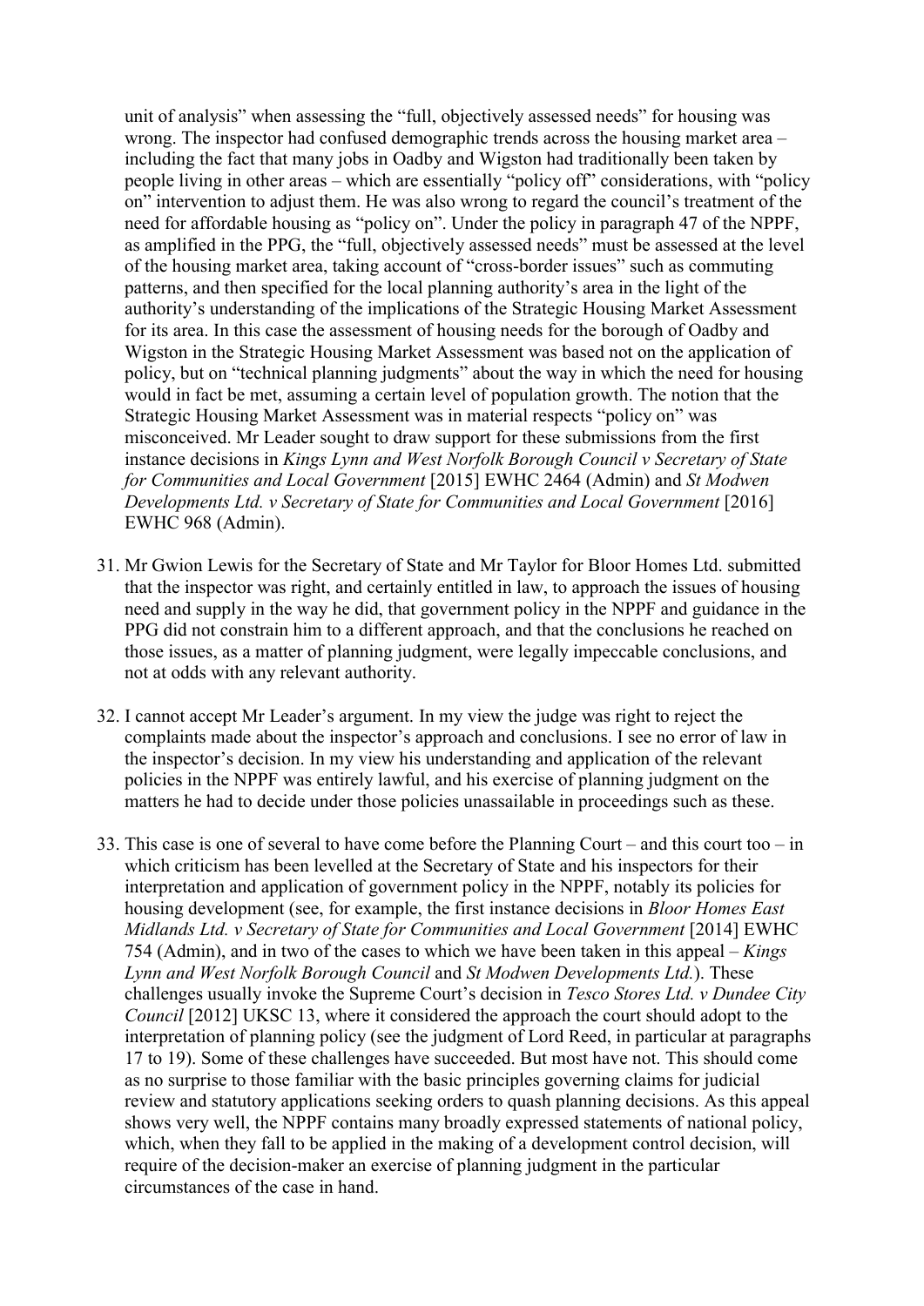unit of analysis" when assessing the "full, objectively assessed needs" for housing was wrong. The inspector had confused demographic trends across the housing market area – including the fact that many jobs in Oadby and Wigston had traditionally been taken by people living in other areas – which are essentially "policy off" considerations, with "policy on" intervention to adjust them. He was also wrong to regard the council's treatment of the need for affordable housing as "policy on". Under the policy in paragraph 47 of the NPPF, as amplified in the PPG, the "full, objectively assessed needs" must be assessed at the level of the housing market area, taking account of "cross-border issues" such as commuting patterns, and then specified for the local planning authority's area in the light of the authority's understanding of the implications of the Strategic Housing Market Assessment for its area. In this case the assessment of housing needs for the borough of Oadby and Wigston in the Strategic Housing Market Assessment was based not on the application of policy, but on "technical planning judgments" about the way in which the need for housing would in fact be met, assuming a certain level of population growth. The notion that the Strategic Housing Market Assessment was in material respects "policy on" was misconceived. Mr Leader sought to draw support for these submissions from the first instance decisions in *Kings Lynn and West Norfolk Borough Council v Secretary of State for Communities and Local Government* [2015] EWHC 2464 (Admin) and *St Modwen Developments Ltd. v Secretary of State for Communities and Local Government* [2016] EWHC 968 (Admin).

31. Mr Gwion Lewis for the Secretary of State and Mr Taylor for Bloor Homes Ltd. submitted that the inspector was right, and certainly entitled in law, to approach the issues of housing need and supply in the way he did, that government policy in the NPPF and guidance in the PPG did not constrain him to a different approach, and that the conclusions he reached on those issues, as a matter of planning judgment, were legally impeccable conclusions, and not at odds with any relevant authority.

32. I cannot accept Mr Leader's argument. In my view the judge was right to reject the complaints made about the inspector's approach and conclusions. I see no error of law in the inspector's decision. In my view his understanding and application of the relevant policies in the NPPF was entirely lawful, and his exercise of planning judgment on the matters he had to decide under those policies unassailable in proceedings such as these.

33. This case is one of several to have come before the Planning Court – and this court too – in which criticism has been levelled at the Secretary of State and his inspectors for their interpretation and application of government policy in the NPPF, notably its policies for housing development (see, for example, the first instance decisions in *Bloor Homes East Midlands Ltd. v Secretary of State for Communities and Local Government* [2014] EWHC 754 (Admin), and in two of the cases to which we have been taken in this appeal – *Kings Lynn and West Norfolk Borough Council* and *St Modwen Developments Ltd.*). These challenges usually invoke the Supreme Court's decision in *Tesco Stores Ltd. v Dundee City Council* [2012] UKSC 13, where it considered the approach the court should adopt to the interpretation of planning policy (see the judgment of Lord Reed, in particular at paragraphs 17 to 19). Some of these challenges have succeeded. But most have not. This should come as no surprise to those familiar with the basic principles governing claims for judicial review and statutory applications seeking orders to quash planning decisions. As this appeal shows very well, the NPPF contains many broadly expressed statements of national policy, which, when they fall to be applied in the making of a development control decision, will require of the decision-maker an exercise of planning judgment in the particular circumstances of the case in hand.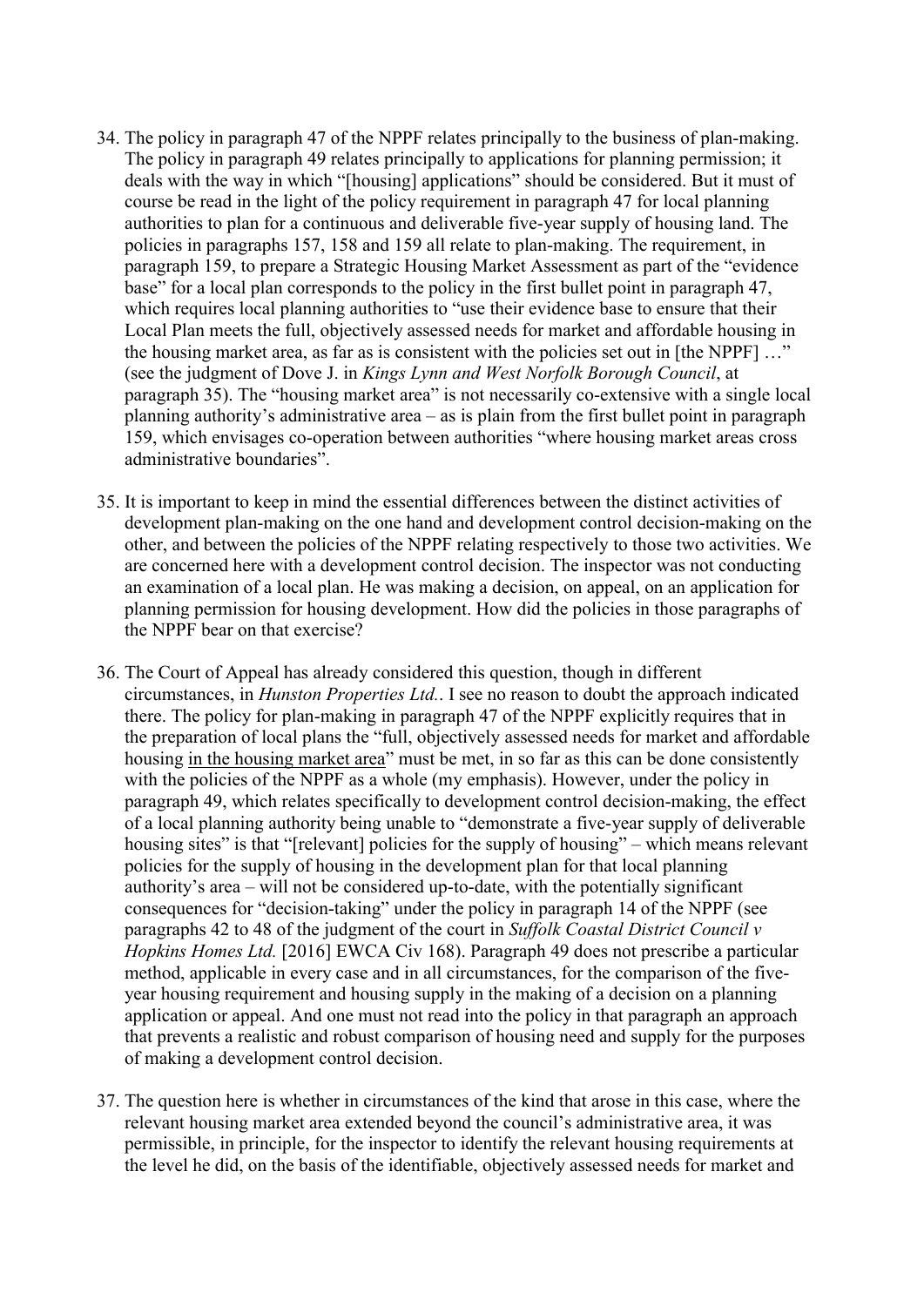34. The policy in paragraph 47 of the NPPF relates principally to the business of plan-making. The policy in paragraph 49 relates principally to applications for planning permission; it deals with the way in which "[housing] applications" should be considered. But it must of course be read in the light of the policy requirement in paragraph 47 for local planning authorities to plan for a continuous and deliverable five-year supply of housing land. The policies in paragraphs 157, 158 and 159 all relate to plan-making. The requirement, in paragraph 159, to prepare a Strategic Housing Market Assessment as part of the "evidence base" for a local plan corresponds to the policy in the first bullet point in paragraph 47, which requires local planning authorities to "use their evidence base to ensure that their Local Plan meets the full, objectively assessed needs for market and affordable housing in the housing market area, as far as is consistent with the policies set out in [the NPPF] …" (see the judgment of Dove J. in *Kings Lynn and West Norfolk Borough Council*, at paragraph 35). The "housing market area" is not necessarily co-extensive with a single local planning authority's administrative area – as is plain from the first bullet point in paragraph 159, which envisages co-operation between authorities "where housing market areas cross administrative boundaries".

35. It is important to keep in mind the essential differences between the distinct activities of development plan-making on the one hand and development control decision-making on the other, and between the policies of the NPPF relating respectively to those two activities. We are concerned here with a development control decision. The inspector was not conducting an examination of a local plan. He was making a decision, on appeal, on an application for planning permission for housing development. How did the policies in those paragraphs of the NPPF bear on that exercise?

36. The Court of Appeal has already considered this question, though in different circumstances, in *Hunston Properties Ltd.*. I see no reason to doubt the approach indicated there. The policy for plan-making in paragraph 47 of the NPPF explicitly requires that in the preparation of local plans the "full, objectively assessed needs for market and affordable housing <u>in the housing market area</u>" must be met, in so far as this can be done consistently with the policies of the NPPF as a whole (my emphasis). However, under the policy in paragraph 49, which relates specifically to development control decision-making, the effect of a local planning authority being unable to "demonstrate a five-year supply of deliverable housing sites" is that "[relevant] policies for the supply of housing" – which means relevant policies for the supply of housing in the development plan for that local planning authority's area – will not be considered up-to-date, with the potentially significant consequences for "decision-taking" under the policy in paragraph 14 of the NPPF (see paragraphs 42 to 48 of the judgment of the court in *Suffolk Coastal District Council v Hopkins Homes Ltd.* [2016] EWCA Civ 168). Paragraph 49 does not prescribe a particular method, applicable in every case and in all circumstances, for the comparison of the five-year housing requirement and housing supply in the making of a decision on a planning application or appeal. And one must not read into the policy in that paragraph an approach that prevents a realistic and robust comparison of housing need and supply for the purposes of making a development control decision.

37. The question here is whether in circumstances of the kind that arose in this case, where the relevant housing market area extended beyond the council's administrative area, it was permissible, in principle, for the inspector to identify the relevant housing requirements at the level he did, on the basis of the identifiable, objectively assessed needs for market and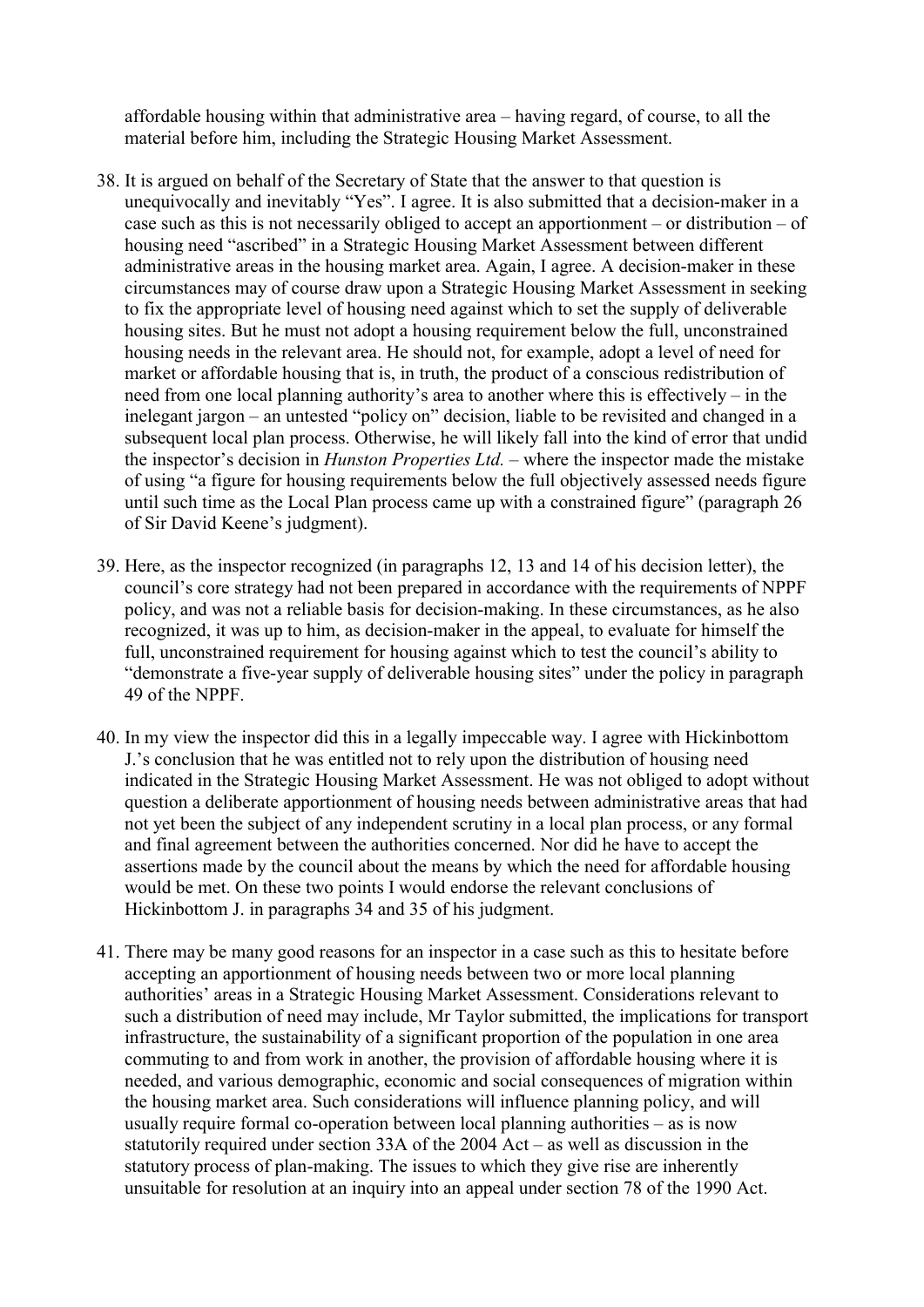affordable housing within that administrative area – having regard, of course, to all the material before him, including the Strategic Housing Market Assessment.

38. It is argued on behalf of the Secretary of State that the answer to that question is unequivocally and inevitably "Yes". I agree. It is also submitted that a decision-maker in a case such as this is not necessarily obliged to accept an apportionment – or distribution – of housing need "ascribed" in a Strategic Housing Market Assessment between different administrative areas in the housing market area. Again, I agree. A decision-maker in these circumstances may of course draw upon a Strategic Housing Market Assessment in seeking to fix the appropriate level of housing need against which to set the supply of deliverable housing sites. But he must not adopt a housing requirement below the full, unconstrained housing needs in the relevant area. He should not, for example, adopt a level of need for market or affordable housing that is, in truth, the product of a conscious redistribution of need from one local planning authority's area to another where this is effectively – in the inelegant jargon – an untested "policy on" decision, liable to be revisited and changed in a subsequent local plan process. Otherwise, he will likely fall into the kind of error that undid the inspector's decision in *Hunston Properties Ltd.* – where the inspector made the mistake of using "a figure for housing requirements below the full objectively assessed needs figure until such time as the Local Plan process came up with a constrained figure" (paragraph 26 of Sir David Keene's judgment).

39. Here, as the inspector recognized (in paragraphs 12, 13 and 14 of his decision letter), the council's core strategy had not been prepared in accordance with the requirements of NPPF policy, and was not a reliable basis for decision-making. In these circumstances, as he also recognized, it was up to him, as decision-maker in the appeal, to evaluate for himself the full, unconstrained requirement for housing against which to test the council's ability to "demonstrate a five-year supply of deliverable housing sites" under the policy in paragraph 49 of the NPPF.

40. In my view the inspector did this in a legally impeccable way. I agree with Hickinbottom J.'s conclusion that he was entitled not to rely upon the distribution of housing need indicated in the Strategic Housing Market Assessment. He was not obliged to adopt without question a deliberate apportionment of housing needs between administrative areas that had not yet been the subject of any independent scrutiny in a local plan process, or any formal and final agreement between the authorities concerned. Nor did he have to accept the assertions made by the council about the means by which the need for affordable housing would be met. On these two points I would endorse the relevant conclusions of Hickinbottom J. in paragraphs 34 and 35 of his judgment.

41. There may be many good reasons for an inspector in a case such as this to hesitate before accepting an apportionment of housing needs between two or more local planning authorities' areas in a Strategic Housing Market Assessment. Considerations relevant to such a distribution of need may include, Mr Taylor submitted, the implications for transport infrastructure, the sustainability of a significant proportion of the population in one area commuting to and from work in another, the provision of affordable housing where it is needed, and various demographic, economic and social consequences of migration within the housing market area. Such considerations will influence planning policy, and will usually require formal co-operation between local planning authorities – as is now statutorily required under section 33A of the 2004 Act – as well as discussion in the statutory process of plan-making. The issues to which they give rise are inherently unsuitable for resolution at an inquiry into an appeal under section 78 of the 1990 Act.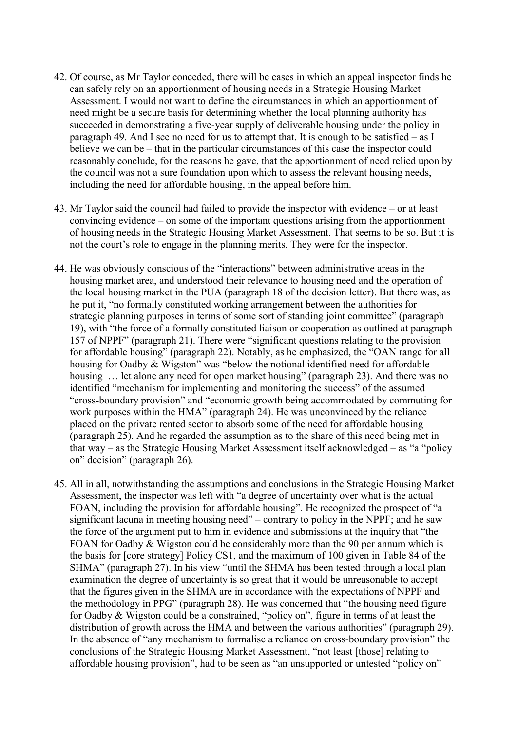42. Of course, as Mr Taylor conceded, there will be cases in which an appeal inspector finds he can safely rely on an apportionment of housing needs in a Strategic Housing Market Assessment. I would not want to define the circumstances in which an apportionment of need might be a secure basis for determining whether the local planning authority has succeeded in demonstrating a five-year supply of deliverable housing under the policy in paragraph 49. And I see no need for us to attempt that. It is enough to be satisfied – as I believe we can be – that in the particular circumstances of this case the inspector could reasonably conclude, for the reasons he gave, that the apportionment of need relied upon by the council was not a sure foundation upon which to assess the relevant housing needs, including the need for affordable housing, in the appeal before him.

43. Mr Taylor said the council had failed to provide the inspector with evidence – or at least convincing evidence – on some of the important questions arising from the apportionment of housing needs in the Strategic Housing Market Assessment. That seems to be so. But it is not the court's role to engage in the planning merits. They were for the inspector.

44. He was obviously conscious of the "interactions" between administrative areas in the housing market area, and understood their relevance to housing need and the operation of the local housing market in the PUA (paragraph 18 of the decision letter). But there was, as he put it, "no formally constituted working arrangement between the authorities for strategic planning purposes in terms of some sort of standing joint committee" (paragraph 19), with "the force of a formally constituted liaison or cooperation as outlined at paragraph 157 of NPPF" (paragraph 21). There were "significant questions relating to the provision for affordable housing" (paragraph 22). Notably, as he emphasized, the "OAN range for all housing for Oadby & Wigston" was "below the notional identified need for affordable housing … let alone any need for open market housing" (paragraph 23). And there was no identified "mechanism for implementing and monitoring the success" of the assumed "cross-boundary provision" and "economic growth being accommodated by commuting for work purposes within the HMA" (paragraph 24). He was unconvinced by the reliance placed on the private rented sector to absorb some of the need for affordable housing (paragraph 25). And he regarded the assumption as to the share of this need being met in that way – as the Strategic Housing Market Assessment itself acknowledged – as "a "policy on" decision" (paragraph 26).

45. All in all, notwithstanding the assumptions and conclusions in the Strategic Housing Market Assessment, the inspector was left with "a degree of uncertainty over what is the actual FOAN, including the provision for affordable housing". He recognized the prospect of "a significant lacuna in meeting housing need" – contrary to policy in the NPPF; and he saw the force of the argument put to him in evidence and submissions at the inquiry that "the FOAN for Oadby & Wigston could be considerably more than the 90 per annum which is the basis for [core strategy] Policy CS1, and the maximum of 100 given in Table 84 of the SHMA" (paragraph 27). In his view "until the SHMA has been tested through a local plan examination the degree of uncertainty is so great that it would be unreasonable to accept that the figures given in the SHMA are in accordance with the expectations of NPPF and the methodology in PPG" (paragraph 28). He was concerned that "the housing need figure for Oadby & Wigston could be a constrained, "policy on", figure in terms of at least the distribution of growth across the HMA and between the various authorities" (paragraph 29). In the absence of "any mechanism to formalise a reliance on cross-boundary provision" the conclusions of the Strategic Housing Market Assessment, "not least [those] relating to affordable housing provision", had to be seen as "an unsupported or untested "policy on"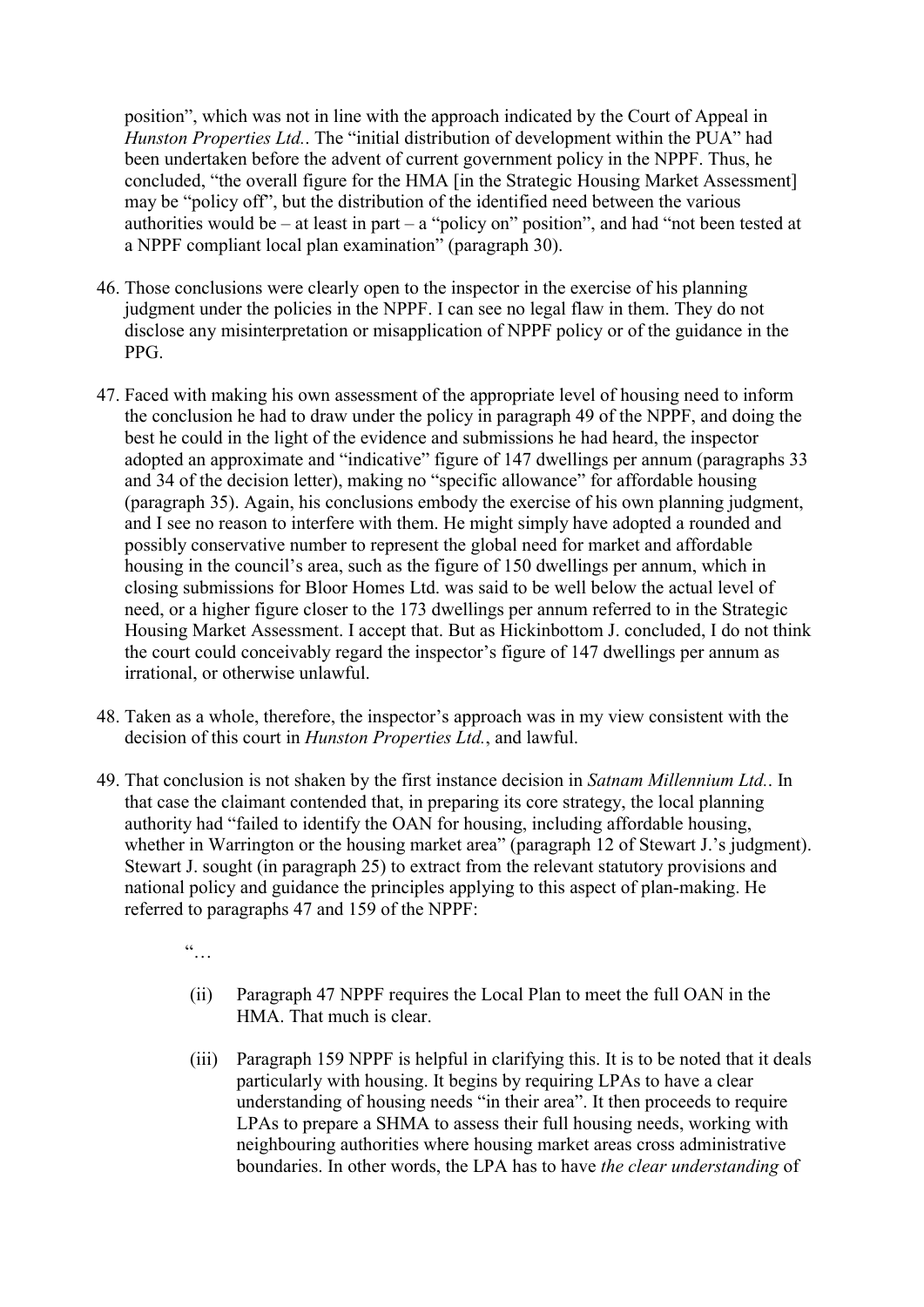position", which was not in line with the approach indicated by the Court of Appeal in *Hunston Properties Ltd.*. The "initial distribution of development within the PUA" had been undertaken before the advent of current government policy in the NPPF. Thus, he concluded, "the overall figure for the HMA [in the Strategic Housing Market Assessment] may be "policy off", but the distribution of the identified need between the various authorities would be – at least in part – a "policy on" position", and had "not been tested at a NPPF compliant local plan examination" (paragraph 30).

46. Those conclusions were clearly open to the inspector in the exercise of his planning judgment under the policies in the NPPF. I can see no legal flaw in them. They do not disclose any misinterpretation or misapplication of NPPF policy or of the guidance in the PPG.

47. Faced with making his own assessment of the appropriate level of housing need to inform the conclusion he had to draw under the policy in paragraph 49 of the NPPF, and doing the best he could in the light of the evidence and submissions he had heard, the inspector adopted an approximate and "indicative" figure of 147 dwellings per annum (paragraphs 33 and 34 of the decision letter), making no "specific allowance" for affordable housing (paragraph 35). Again, his conclusions embody the exercise of his own planning judgment, and I see no reason to interfere with them. He might simply have adopted a rounded and possibly conservative number to represent the global need for market and affordable housing in the council's area, such as the figure of 150 dwellings per annum, which in closing submissions for Bloor Homes Ltd. was said to be well below the actual level of need, or a higher figure closer to the 173 dwellings per annum referred to in the Strategic Housing Market Assessment. I accept that. But as Hickinbottom J. concluded, I do not think the court could conceivably regard the inspector's figure of 147 dwellings per annum as irrational, or otherwise unlawful.

48. Taken as a whole, therefore, the inspector's approach was in my view consistent with the decision of this court in *Hunston Properties Ltd.*, and lawful.

49. That conclusion is not shaken by the first instance decision in *Satnam Millennium Ltd.*. In that case the claimant contended that, in preparing its core strategy, the local planning authority had "failed to identify the OAN for housing, including affordable housing, whether in Warrington or the housing market area" (paragraph 12 of Stewart J.'s judgment). Stewart J. sought (in paragraph 25) to extract from the relevant statutory provisions and national policy and guidance the principles applying to this aspect of plan-making. He referred to paragraphs 47 and 159 of the NPPF:

> "…
>
> (ii) Paragraph 47 NPPF requires the Local Plan to meet the full OAN in the HMA. That much is clear.
>
> (iii) Paragraph 159 NPPF is helpful in clarifying this. It is to be noted that it deals particularly with housing. It begins by requiring LPAs to have a clear understanding of housing needs "in their area". It then proceeds to require LPAs to prepare a SHMA to assess their full housing needs, working with neighbouring authorities where housing market areas cross administrative boundaries. In other words, the LPA has to have *the clear understanding* of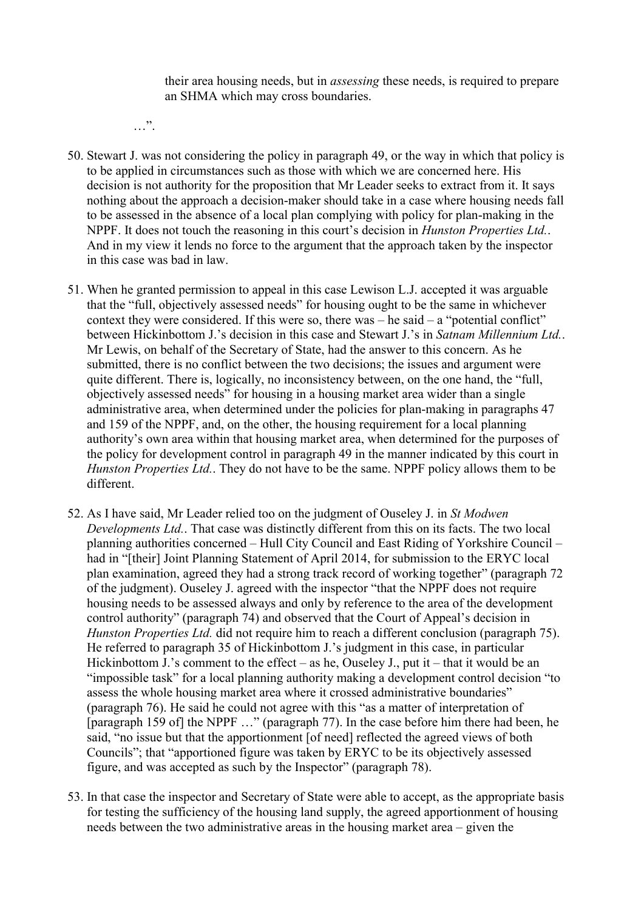their area housing needs, but in *assessing* these needs, is required to prepare an SHMA which may cross boundaries.

…".

50. Stewart J. was not considering the policy in paragraph 49, or the way in which that policy is to be applied in circumstances such as those with which we are concerned here. His decision is not authority for the proposition that Mr Leader seeks to extract from it. It says nothing about the approach a decision-maker should take in a case where housing needs fall to be assessed in the absence of a local plan complying with policy for plan-making in the NPPF. It does not touch the reasoning in this court's decision in *Hunston Properties Ltd.*. And in my view it lends no force to the argument that the approach taken by the inspector in this case was bad in law.

51. When he granted permission to appeal in this case Lewison L.J. accepted it was arguable that the "full, objectively assessed needs" for housing ought to be the same in whichever context they were considered. If this were so, there was – he said – a "potential conflict" between Hickinbottom J.'s decision in this case and Stewart J.'s in *Satnam Millennium Ltd.*. Mr Lewis, on behalf of the Secretary of State, had the answer to this concern. As he submitted, there is no conflict between the two decisions; the issues and argument were quite different. There is, logically, no inconsistency between, on the one hand, the "full, objectively assessed needs" for housing in a housing market area wider than a single administrative area, when determined under the policies for plan-making in paragraphs 47 and 159 of the NPPF, and, on the other, the housing requirement for a local planning authority's own area within that housing market area, when determined for the purposes of the policy for development control in paragraph 49 in the manner indicated by this court in *Hunston Properties Ltd.*. They do not have to be the same. NPPF policy allows them to be different.

52. As I have said, Mr Leader relied too on the judgment of Ouseley J. in *St Modwen Developments Ltd.*. That case was distinctly different from this on its facts. The two local planning authorities concerned – Hull City Council and East Riding of Yorkshire Council – had in "[their] Joint Planning Statement of April 2014, for submission to the ERYC local plan examination, agreed they had a strong track record of working together" (paragraph 72 of the judgment). Ouseley J. agreed with the inspector "that the NPPF does not require housing needs to be assessed always and only by reference to the area of the development control authority" (paragraph 74) and observed that the Court of Appeal's decision in *Hunston Properties Ltd.* did not require him to reach a different conclusion (paragraph 75). He referred to paragraph 35 of Hickinbottom J.'s judgment in this case, in particular Hickinbottom J.'s comment to the effect – as he, Ouseley J., put it – that it would be an "impossible task" for a local planning authority making a development control decision "to assess the whole housing market area where it crossed administrative boundaries" (paragraph 76). He said he could not agree with this "as a matter of interpretation of [paragraph 159 of] the NPPF …" (paragraph 77). In the case before him there had been, he said, "no issue but that the apportionment [of need] reflected the agreed views of both Councils"; that "apportioned figure was taken by ERYC to be its objectively assessed figure, and was accepted as such by the Inspector" (paragraph 78).

53. In that case the inspector and Secretary of State were able to accept, as the appropriate basis for testing the sufficiency of the housing land supply, the agreed apportionment of housing needs between the two administrative areas in the housing market area – given the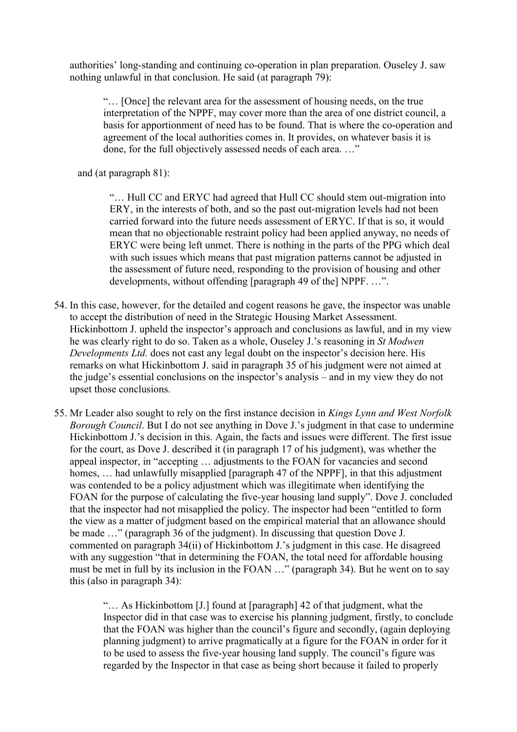authorities' long-standing and continuing co-operation in plan preparation. Ouseley J. saw nothing unlawful in that conclusion. He said (at paragraph 79):

> "… [Once] the relevant area for the assessment of housing needs, on the true interpretation of the NPPF, may cover more than the area of one district council, a basis for apportionment of need has to be found. That is where the co-operation and agreement of the local authorities comes in. It provides, on whatever basis it is done, for the full objectively assessed needs of each area. …"

and (at paragraph 81):

> "… Hull CC and ERYC had agreed that Hull CC should stem out-migration into ERY, in the interests of both, and so the past out-migration levels had not been carried forward into the future needs assessment of ERYC. If that is so, it would mean that no objectionable restraint policy had been applied anyway, no needs of ERYC were being left unmet. There is nothing in the parts of the PPG which deal with such issues which means that past migration patterns cannot be adjusted in the assessment of future need, responding to the provision of housing and other developments, without offending [paragraph 49 of the] NPPF. …".

54. In this case, however, for the detailed and cogent reasons he gave, the inspector was unable to accept the distribution of need in the Strategic Housing Market Assessment. Hickinbottom J. upheld the inspector's approach and conclusions as lawful, and in my view he was clearly right to do so. Taken as a whole, Ouseley J.'s reasoning in *St Modwen Developments Ltd.* does not cast any legal doubt on the inspector's decision here. His remarks on what Hickinbottom J. said in paragraph 35 of his judgment were not aimed at the judge's essential conclusions on the inspector's analysis – and in my view they do not upset those conclusions.

55. Mr Leader also sought to rely on the first instance decision in *Kings Lynn and West Norfolk Borough Council*. But I do not see anything in Dove J.'s judgment in that case to undermine Hickinbottom J.'s decision in this. Again, the facts and issues were different. The first issue for the court, as Dove J. described it (in paragraph 17 of his judgment), was whether the appeal inspector, in "accepting … adjustments to the FOAN for vacancies and second homes, … had unlawfully misapplied [paragraph 47 of the NPPF], in that this adjustment was contended to be a policy adjustment which was illegitimate when identifying the FOAN for the purpose of calculating the five-year housing land supply". Dove J. concluded that the inspector had not misapplied the policy. The inspector had been "entitled to form the view as a matter of judgment based on the empirical material that an allowance should be made …" (paragraph 36 of the judgment). In discussing that question Dove J. commented on paragraph 34(ii) of Hickinbottom J.'s judgment in this case. He disagreed with any suggestion "that in determining the FOAN, the total need for affordable housing must be met in full by its inclusion in the FOAN …" (paragraph 34). But he went on to say this (also in paragraph 34):

> "… As Hickinbottom [J.] found at [paragraph] 42 of that judgment, what the Inspector did in that case was to exercise his planning judgment, firstly, to conclude that the FOAN was higher than the council's figure and secondly, (again deploying planning judgment) to arrive pragmatically at a figure for the FOAN in order for it to be used to assess the five-year housing land supply. The council's figure was regarded by the Inspector in that case as being short because it failed to properly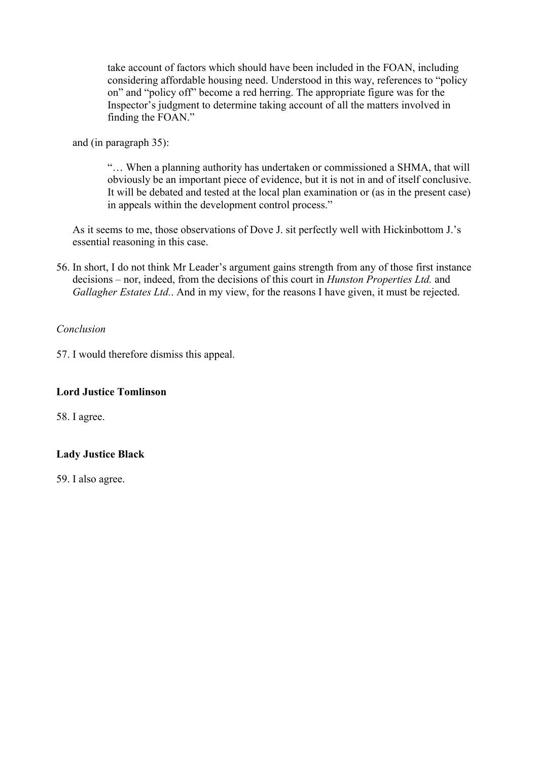> take account of factors which should have been included in the FOAN, including considering affordable housing need. Understood in this way, references to "policy on" and "policy off" become a red herring. The appropriate figure was for the Inspector's judgment to determine taking account of all the matters involved in finding the FOAN."

and (in paragraph 35):

> "… When a planning authority has undertaken or commissioned a SHMA, that will obviously be an important piece of evidence, but it is not in and of itself conclusive. It will be debated and tested at the local plan examination or (as in the present case) in appeals within the development control process."

As it seems to me, those observations of Dove J. sit perfectly well with Hickinbottom J.'s essential reasoning in this case.

56. In short, I do not think Mr Leader's argument gains strength from any of those first instance decisions – nor, indeed, from the decisions of this court in *Hunston Properties Ltd.* and *Gallagher Estates Ltd.*. And in my view, for the reasons I have given, it must be rejected.

*Conclusion*

57. I would therefore dismiss this appeal.

**Lord Justice Tomlinson**

58. I agree.

**Lady Justice Black**

59. I also agree.